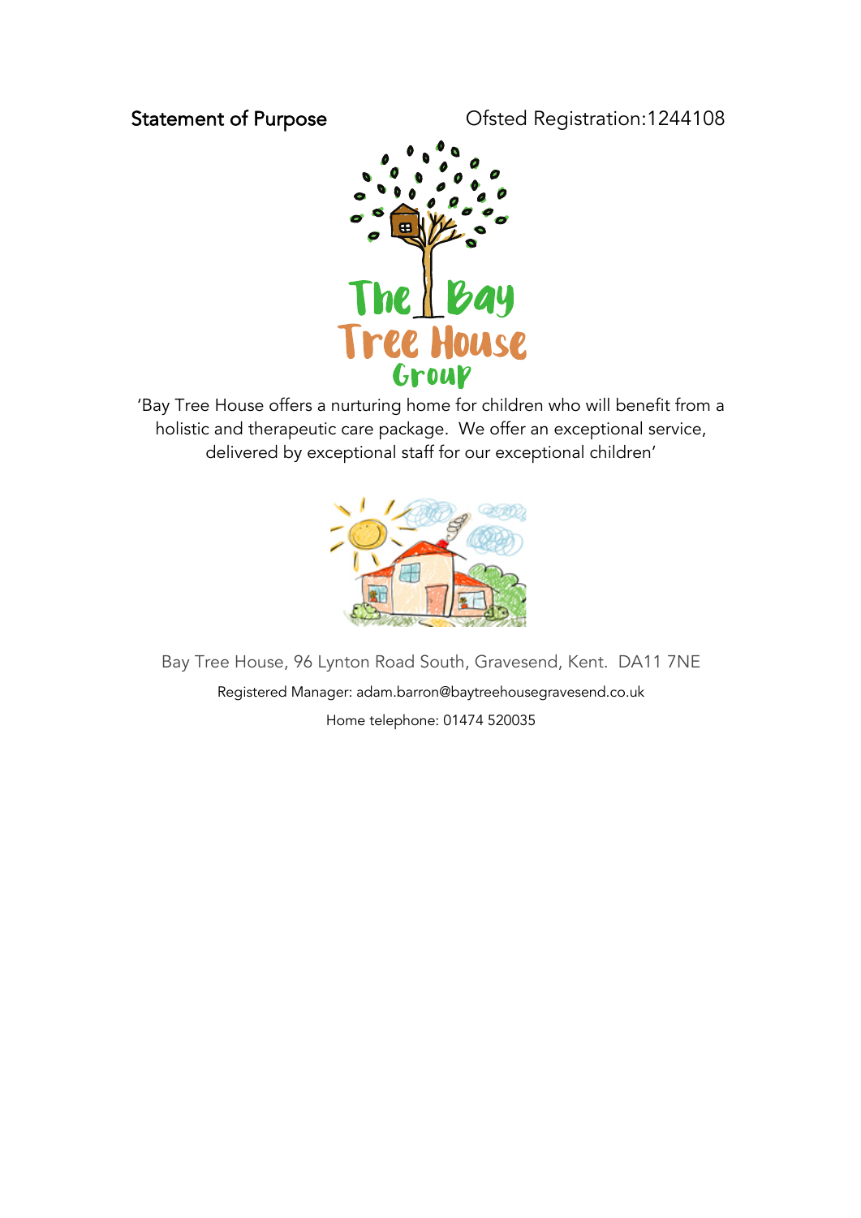Statement of Purpose Ofsted Registration:1244108

The Bay Tree House Group

'Bay Tree House offers a nurturing home for children who will benefit from a holistic and therapeutic care package. We offer an exceptional service, delivered by exceptional staff for our exceptional children'

Bay Tree House, 96 Lynton Road South, Gravesend, Kent. DA11 7NE

Registered Manager: adam.barron@baytreehousegravesend.co.uk

Home telephone: 01474 520035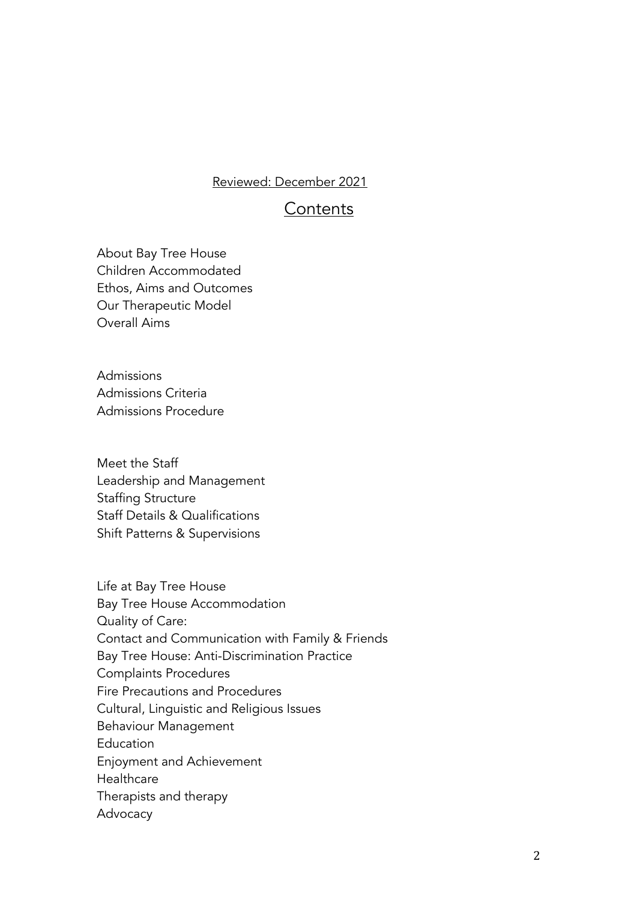Reviewed: December 2021

## Contents

About Bay Tree House
Children Accommodated
Ethos, Aims and Outcomes
Our Therapeutic Model
Overall Aims

Admissions
Admissions Criteria
Admissions Procedure

Meet the Staff
Leadership and Management
Staffing Structure
Staff Details & Qualifications
Shift Patterns & Supervisions

Life at Bay Tree House
Bay Tree House Accommodation
Quality of Care:
Contact and Communication with Family & Friends
Bay Tree House: Anti-Discrimination Practice
Complaints Procedures
Fire Precautions and Procedures
Cultural, Linguistic and Religious Issues
Behaviour Management
Education
Enjoyment and Achievement
Healthcare
Therapists and therapy
Advocacy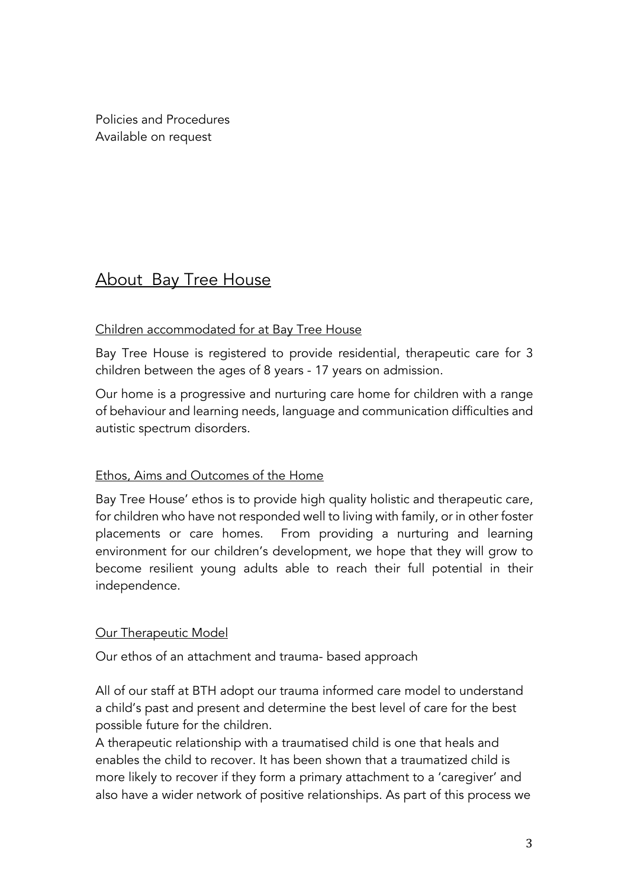Policies and Procedures
Available on request

## About Bay Tree House

### Children accommodated for at Bay Tree House

Bay Tree House is registered to provide residential, therapeutic care for 3 children between the ages of 8 years - 17 years on admission.

Our home is a progressive and nurturing care home for children with a range of behaviour and learning needs, language and communication difficulties and autistic spectrum disorders.

### Ethos, Aims and Outcomes of the Home

Bay Tree House' ethos is to provide high quality holistic and therapeutic care, for children who have not responded well to living with family, or in other foster placements or care homes. From providing a nurturing and learning environment for our children's development, we hope that they will grow to become resilient young adults able to reach their full potential in their independence.

### Our Therapeutic Model

Our ethos of an attachment and trauma- based approach

All of our staff at BTH adopt our trauma informed care model to understand a child's past and present and determine the best level of care for the best possible future for the children.
A therapeutic relationship with a traumatised child is one that heals and enables the child to recover. It has been shown that a traumatized child is more likely to recover if they form a primary attachment to a 'caregiver' and also have a wider network of positive relationships. As part of this process we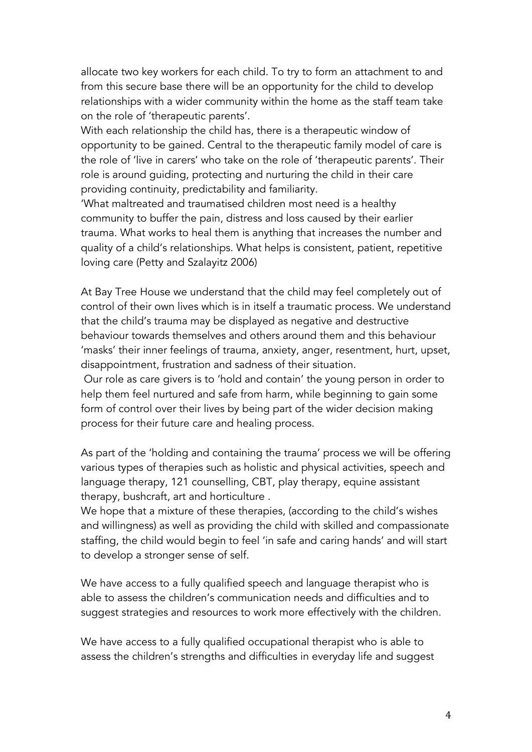allocate two key workers for each child. To try to form an attachment to and from this secure base there will be an opportunity for the child to develop relationships with a wider community within the home as the staff team take on the role of 'therapeutic parents'.

With each relationship the child has, there is a therapeutic window of opportunity to be gained. Central to the therapeutic family model of care is the role of 'live in carers' who take on the role of 'therapeutic parents'. Their role is around guiding, protecting and nurturing the child in their care providing continuity, predictability and familiarity.

'What maltreated and traumatised children most need is a healthy community to buffer the pain, distress and loss caused by their earlier trauma. What works to heal them is anything that increases the number and quality of a child's relationships. What helps is consistent, patient, repetitive loving care (Petty and Szalayitz 2006)

At Bay Tree House we understand that the child may feel completely out of control of their own lives which is in itself a traumatic process. We understand that the child's trauma may be displayed as negative and destructive behaviour towards themselves and others around them and this behaviour 'masks' their inner feelings of trauma, anxiety, anger, resentment, hurt, upset, disappointment, frustration and sadness of their situation.

Our role as care givers is to 'hold and contain' the young person in order to help them feel nurtured and safe from harm, while beginning to gain some form of control over their lives by being part of the wider decision making process for their future care and healing process.

As part of the 'holding and containing the trauma' process we will be offering various types of therapies such as holistic and physical activities, speech and language therapy, 121 counselling, CBT, play therapy, equine assistant therapy, bushcraft, art and horticulture .

We hope that a mixture of these therapies, (according to the child's wishes and willingness) as well as providing the child with skilled and compassionate staffing, the child would begin to feel 'in safe and caring hands' and will start to develop a stronger sense of self.

We have access to a fully qualified speech and language therapist who is able to assess the children's communication needs and difficulties and to suggest strategies and resources to work more effectively with the children.

We have access to a fully qualified occupational therapist who is able to assess the children's strengths and difficulties in everyday life and suggest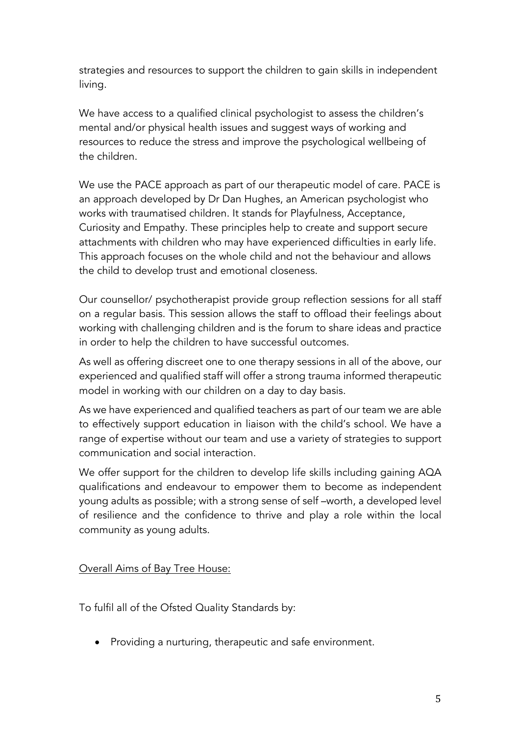strategies and resources to support the children to gain skills in independent living.

We have access to a qualified clinical psychologist to assess the children's mental and/or physical health issues and suggest ways of working and resources to reduce the stress and improve the psychological wellbeing of the children.

We use the PACE approach as part of our therapeutic model of care. PACE is an approach developed by Dr Dan Hughes, an American psychologist who works with traumatised children. It stands for Playfulness, Acceptance, Curiosity and Empathy. These principles help to create and support secure attachments with children who may have experienced difficulties in early life. This approach focuses on the whole child and not the behaviour and allows the child to develop trust and emotional closeness.

Our counsellor/ psychotherapist provide group reflection sessions for all staff on a regular basis. This session allows the staff to offload their feelings about working with challenging children and is the forum to share ideas and practice in order to help the children to have successful outcomes.

As well as offering discreet one to one therapy sessions in all of the above, our experienced and qualified staff will offer a strong trauma informed therapeutic model in working with our children on a day to day basis.

As we have experienced and qualified teachers as part of our team we are able to effectively support education in liaison with the child's school. We have a range of expertise without our team and use a variety of strategies to support communication and social interaction.

We offer support for the children to develop life skills including gaining AQA qualifications and endeavour to empower them to become as independent young adults as possible; with a strong sense of self –worth, a developed level of resilience and the confidence to thrive and play a role within the local community as young adults.

<u>Overall Aims of Bay Tree House:</u>

To fulfil all of the Ofsted Quality Standards by:

- Providing a nurturing, therapeutic and safe environment.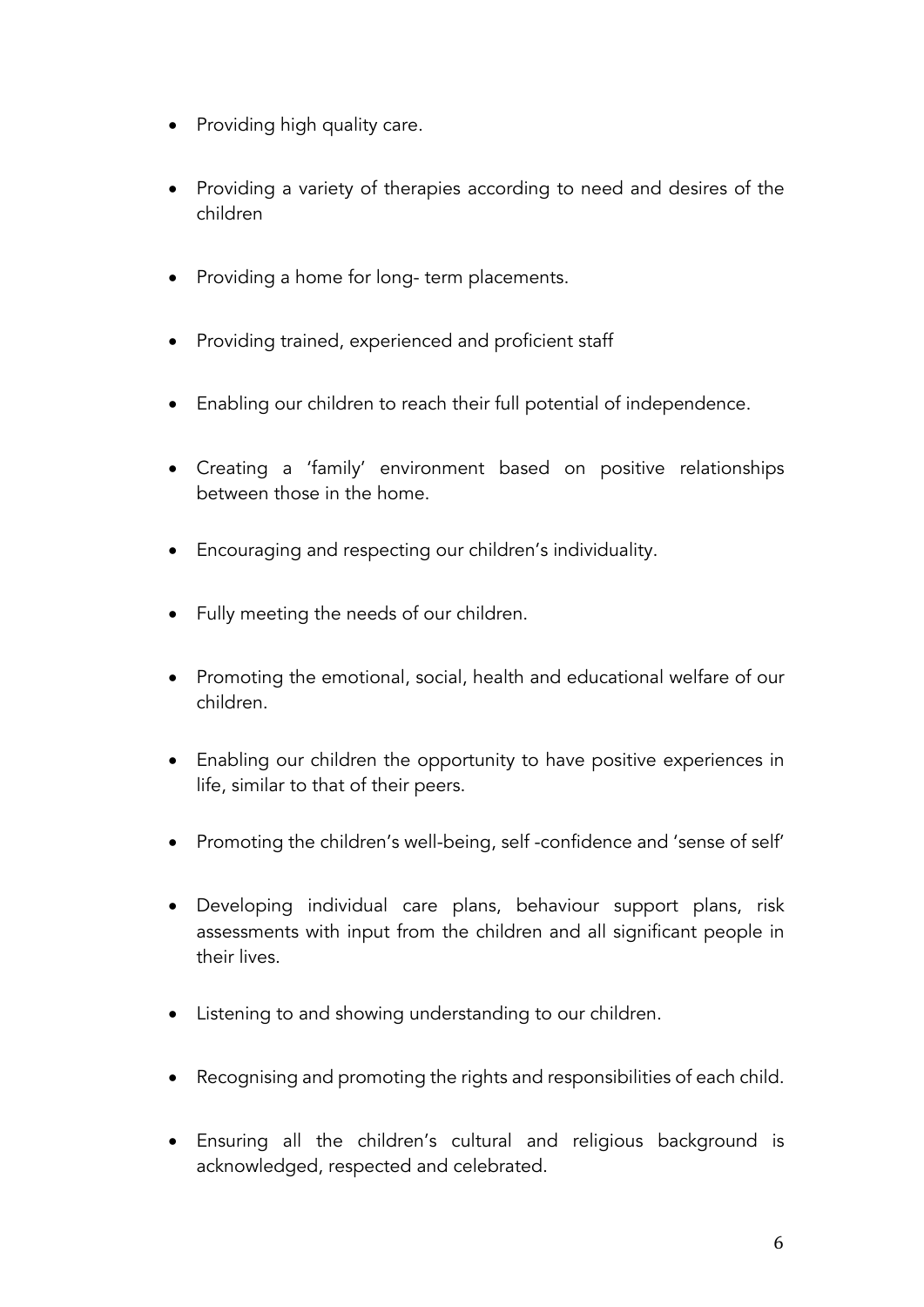- Providing high quality care.
- Providing a variety of therapies according to need and desires of the children
- Providing a home for long- term placements.
- Providing trained, experienced and proficient staff
- Enabling our children to reach their full potential of independence.
- Creating a 'family' environment based on positive relationships between those in the home.
- Encouraging and respecting our children's individuality.
- Fully meeting the needs of our children.
- Promoting the emotional, social, health and educational welfare of our children.
- Enabling our children the opportunity to have positive experiences in life, similar to that of their peers.
- Promoting the children's well-being, self -confidence and 'sense of self'
- Developing individual care plans, behaviour support plans, risk assessments with input from the children and all significant people in their lives.
- Listening to and showing understanding to our children.
- Recognising and promoting the rights and responsibilities of each child.
- Ensuring all the children's cultural and religious background is acknowledged, respected and celebrated.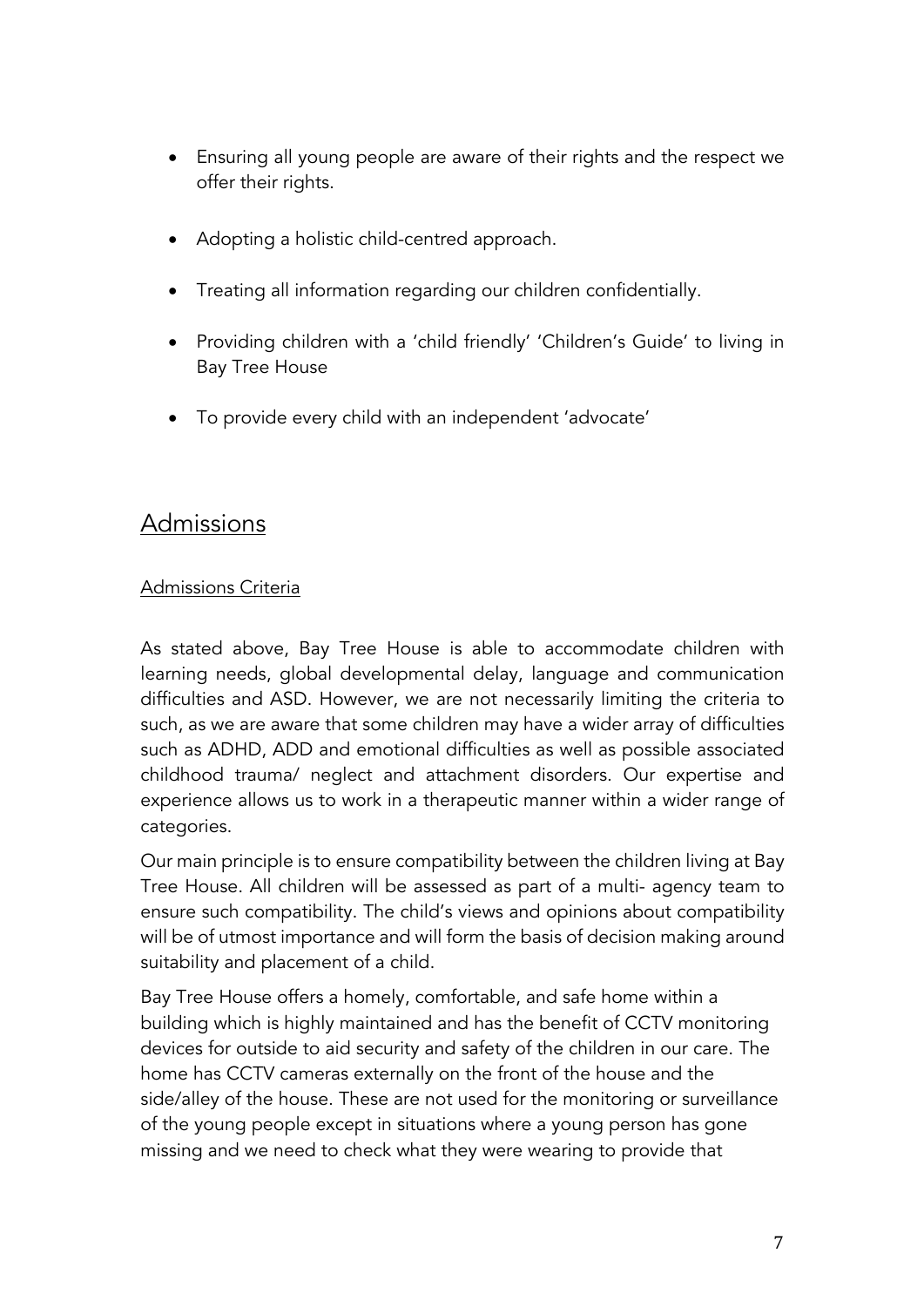- Ensuring all young people are aware of their rights and the respect we offer their rights.

- Adopting a holistic child-centred approach.

- Treating all information regarding our children confidentially.

- Providing children with a 'child friendly' 'Children's Guide' to living in Bay Tree House

- To provide every child with an independent 'advocate'

## Admissions

### Admissions Criteria

As stated above, Bay Tree House is able to accommodate children with learning needs, global developmental delay, language and communication difficulties and ASD. However, we are not necessarily limiting the criteria to such, as we are aware that some children may have a wider array of difficulties such as ADHD, ADD and emotional difficulties as well as possible associated childhood trauma/ neglect and attachment disorders. Our expertise and experience allows us to work in a therapeutic manner within a wider range of categories.

Our main principle is to ensure compatibility between the children living at Bay Tree House. All children will be assessed as part of a multi- agency team to ensure such compatibility. The child's views and opinions about compatibility will be of utmost importance and will form the basis of decision making around suitability and placement of a child.

Bay Tree House offers a homely, comfortable, and safe home within a building which is highly maintained and has the benefit of CCTV monitoring devices for outside to aid security and safety of the children in our care. The home has CCTV cameras externally on the front of the house and the side/alley of the house. These are not used for the monitoring or surveillance of the young people except in situations where a young person has gone missing and we need to check what they were wearing to provide that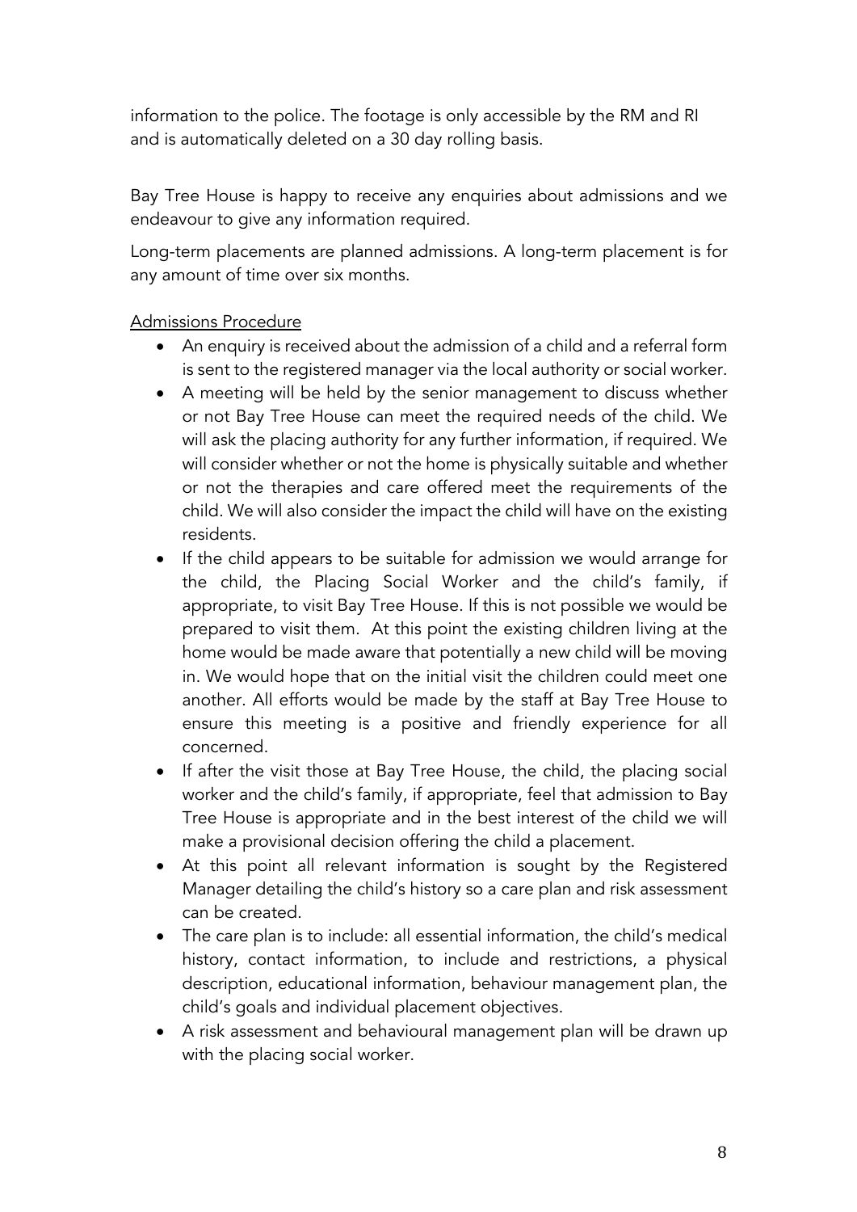information to the police. The footage is only accessible by the RM and RI and is automatically deleted on a 30 day rolling basis.

Bay Tree House is happy to receive any enquiries about admissions and we endeavour to give any information required.

Long-term placements are planned admissions. A long-term placement is for any amount of time over six months.

<u>Admissions Procedure</u>

- An enquiry is received about the admission of a child and a referral form is sent to the registered manager via the local authority or social worker.
- A meeting will be held by the senior management to discuss whether or not Bay Tree House can meet the required needs of the child. We will ask the placing authority for any further information, if required. We will consider whether or not the home is physically suitable and whether or not the therapies and care offered meet the requirements of the child. We will also consider the impact the child will have on the existing residents.
- If the child appears to be suitable for admission we would arrange for the child, the Placing Social Worker and the child's family, if appropriate, to visit Bay Tree House. If this is not possible we would be prepared to visit them. At this point the existing children living at the home would be made aware that potentially a new child will be moving in. We would hope that on the initial visit the children could meet one another. All efforts would be made by the staff at Bay Tree House to ensure this meeting is a positive and friendly experience for all concerned.
- If after the visit those at Bay Tree House, the child, the placing social worker and the child's family, if appropriate, feel that admission to Bay Tree House is appropriate and in the best interest of the child we will make a provisional decision offering the child a placement.
- At this point all relevant information is sought by the Registered Manager detailing the child's history so a care plan and risk assessment can be created.
- The care plan is to include: all essential information, the child's medical history, contact information, to include and restrictions, a physical description, educational information, behaviour management plan, the child's goals and individual placement objectives.
- A risk assessment and behavioural management plan will be drawn up with the placing social worker.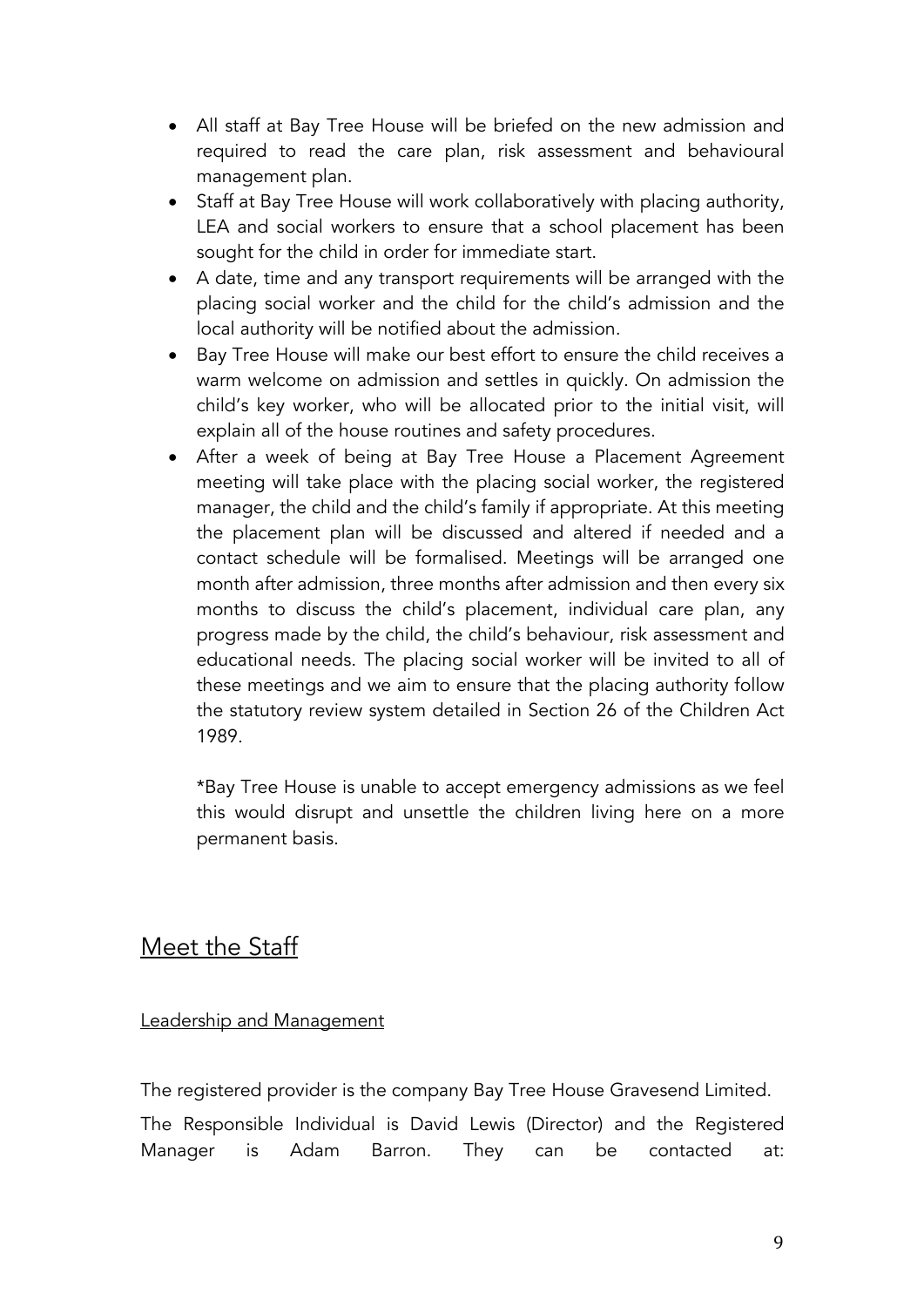- All staff at Bay Tree House will be briefed on the new admission and required to read the care plan, risk assessment and behavioural management plan.
- Staff at Bay Tree House will work collaboratively with placing authority, LEA and social workers to ensure that a school placement has been sought for the child in order for immediate start.
- A date, time and any transport requirements will be arranged with the placing social worker and the child for the child's admission and the local authority will be notified about the admission.
- Bay Tree House will make our best effort to ensure the child receives a warm welcome on admission and settles in quickly. On admission the child's key worker, who will be allocated prior to the initial visit, will explain all of the house routines and safety procedures.
- After a week of being at Bay Tree House a Placement Agreement meeting will take place with the placing social worker, the registered manager, the child and the child's family if appropriate. At this meeting the placement plan will be discussed and altered if needed and a contact schedule will be formalised. Meetings will be arranged one month after admission, three months after admission and then every six months to discuss the child's placement, individual care plan, any progress made by the child, the child's behaviour, risk assessment and educational needs. The placing social worker will be invited to all of these meetings and we aim to ensure that the placing authority follow the statutory review system detailed in Section 26 of the Children Act 1989.

  *Bay Tree House is unable to accept emergency admissions as we feel this would disrupt and unsettle the children living here on a more permanent basis.

## Meet the Staff

### Leadership and Management

The registered provider is the company Bay Tree House Gravesend Limited.

The Responsible Individual is David Lewis (Director) and the Registered Manager is Adam Barron. They can be contacted at: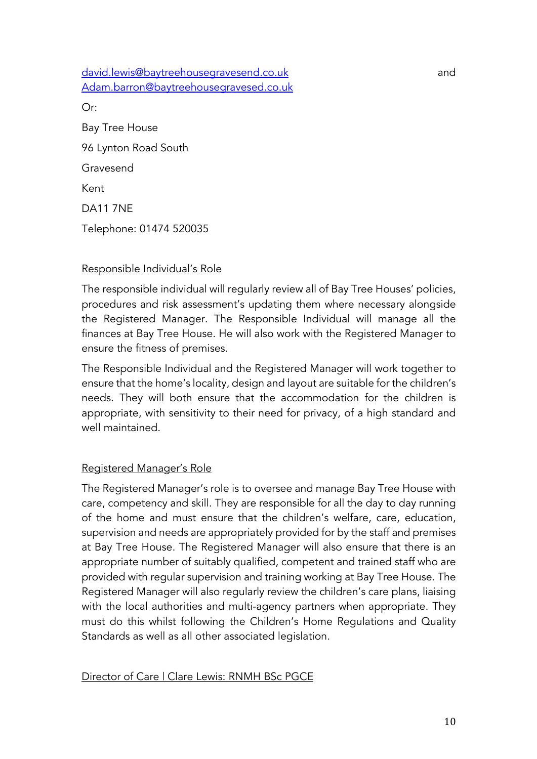david.lewis@baytreehousegravesend.co.uk and Adam.barron@baytreehousegravesed.co.uk

Or:

Bay Tree House

96 Lynton Road South

Gravesend

Kent

DA11 7NE

Telephone: 01474 520035

<u>Responsible Individual's Role</u>

The responsible individual will regularly review all of Bay Tree Houses' policies, procedures and risk assessment's updating them where necessary alongside the Registered Manager. The Responsible Individual will manage all the finances at Bay Tree House. He will also work with the Registered Manager to ensure the fitness of premises.

The Responsible Individual and the Registered Manager will work together to ensure that the home's locality, design and layout are suitable for the children's needs. They will both ensure that the accommodation for the children is appropriate, with sensitivity to their need for privacy, of a high standard and well maintained.

<u>Registered Manager's Role</u>

The Registered Manager's role is to oversee and manage Bay Tree House with care, competency and skill. They are responsible for all the day to day running of the home and must ensure that the children's welfare, care, education, supervision and needs are appropriately provided for by the staff and premises at Bay Tree House. The Registered Manager will also ensure that there is an appropriate number of suitably qualified, competent and trained staff who are provided with regular supervision and training working at Bay Tree House. The Registered Manager will also regularly review the children's care plans, liaising with the local authorities and multi-agency partners when appropriate. They must do this whilst following the Children's Home Regulations and Quality Standards as well as all other associated legislation.

<u>Director of Care | Clare Lewis: RNMH BSc PGCE</u>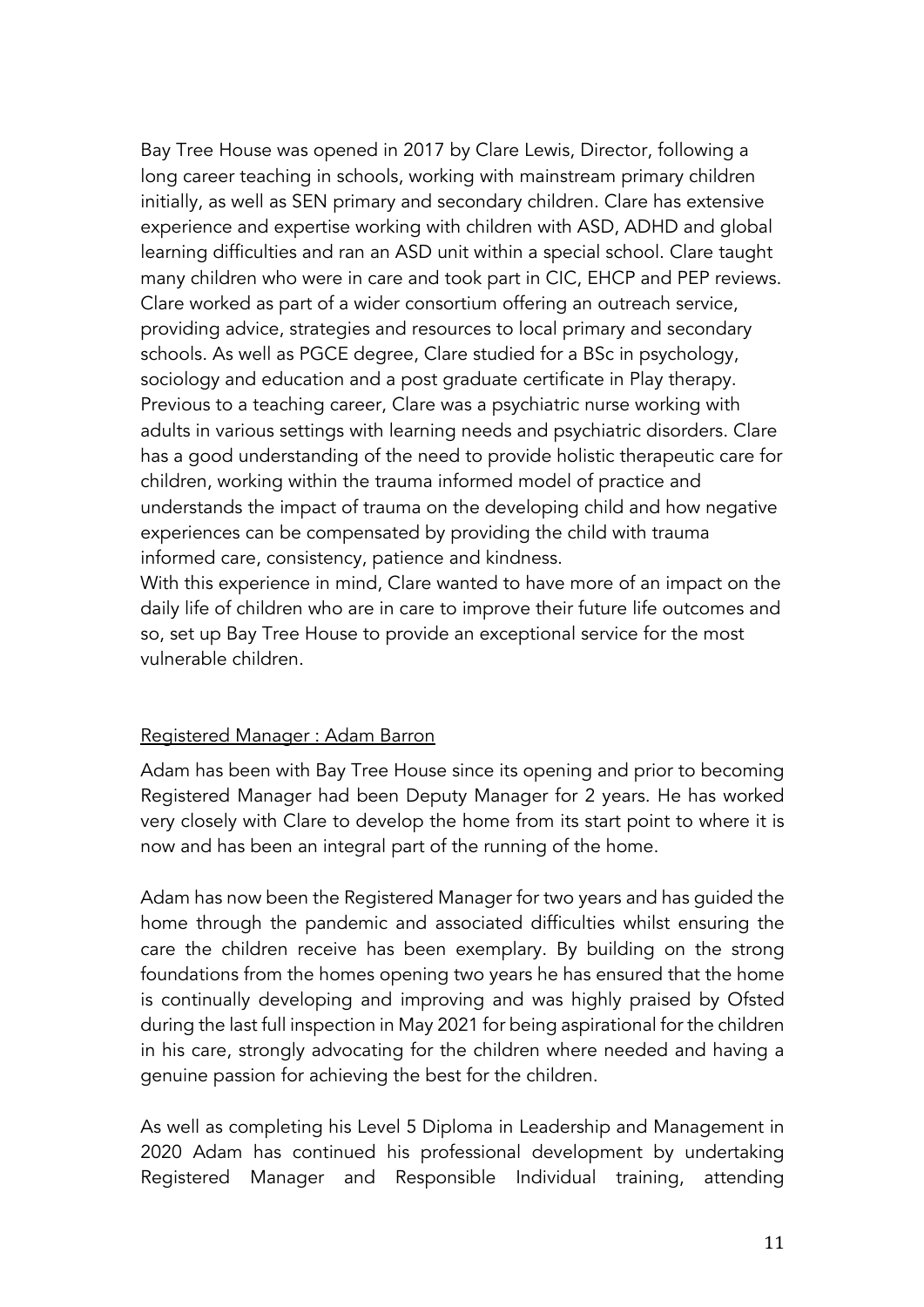Bay Tree House was opened in 2017 by Clare Lewis, Director, following a long career teaching in schools, working with mainstream primary children initially, as well as SEN primary and secondary children. Clare has extensive experience and expertise working with children with ASD, ADHD and global learning difficulties and ran an ASD unit within a special school. Clare taught many children who were in care and took part in CIC, EHCP and PEP reviews. Clare worked as part of a wider consortium offering an outreach service, providing advice, strategies and resources to local primary and secondary schools. As well as PGCE degree, Clare studied for a BSc in psychology, sociology and education and a post graduate certificate in Play therapy. Previous to a teaching career, Clare was a psychiatric nurse working with adults in various settings with learning needs and psychiatric disorders. Clare has a good understanding of the need to provide holistic therapeutic care for children, working within the trauma informed model of practice and understands the impact of trauma on the developing child and how negative experiences can be compensated by providing the child with trauma informed care, consistency, patience and kindness.
With this experience in mind, Clare wanted to have more of an impact on the daily life of children who are in care to improve their future life outcomes and so, set up Bay Tree House to provide an exceptional service for the most vulnerable children.

<u>Registered Manager : Adam Barron</u>

Adam has been with Bay Tree House since its opening and prior to becoming Registered Manager had been Deputy Manager for 2 years. He has worked very closely with Clare to develop the home from its start point to where it is now and has been an integral part of the running of the home.

Adam has now been the Registered Manager for two years and has guided the home through the pandemic and associated difficulties whilst ensuring the care the children receive has been exemplary. By building on the strong foundations from the homes opening two years he has ensured that the home is continually developing and improving and was highly praised by Ofsted during the last full inspection in May 2021 for being aspirational for the children in his care, strongly advocating for the children where needed and having a genuine passion for achieving the best for the children.

As well as completing his Level 5 Diploma in Leadership and Management in 2020 Adam has continued his professional development by undertaking Registered Manager and Responsible Individual training, attending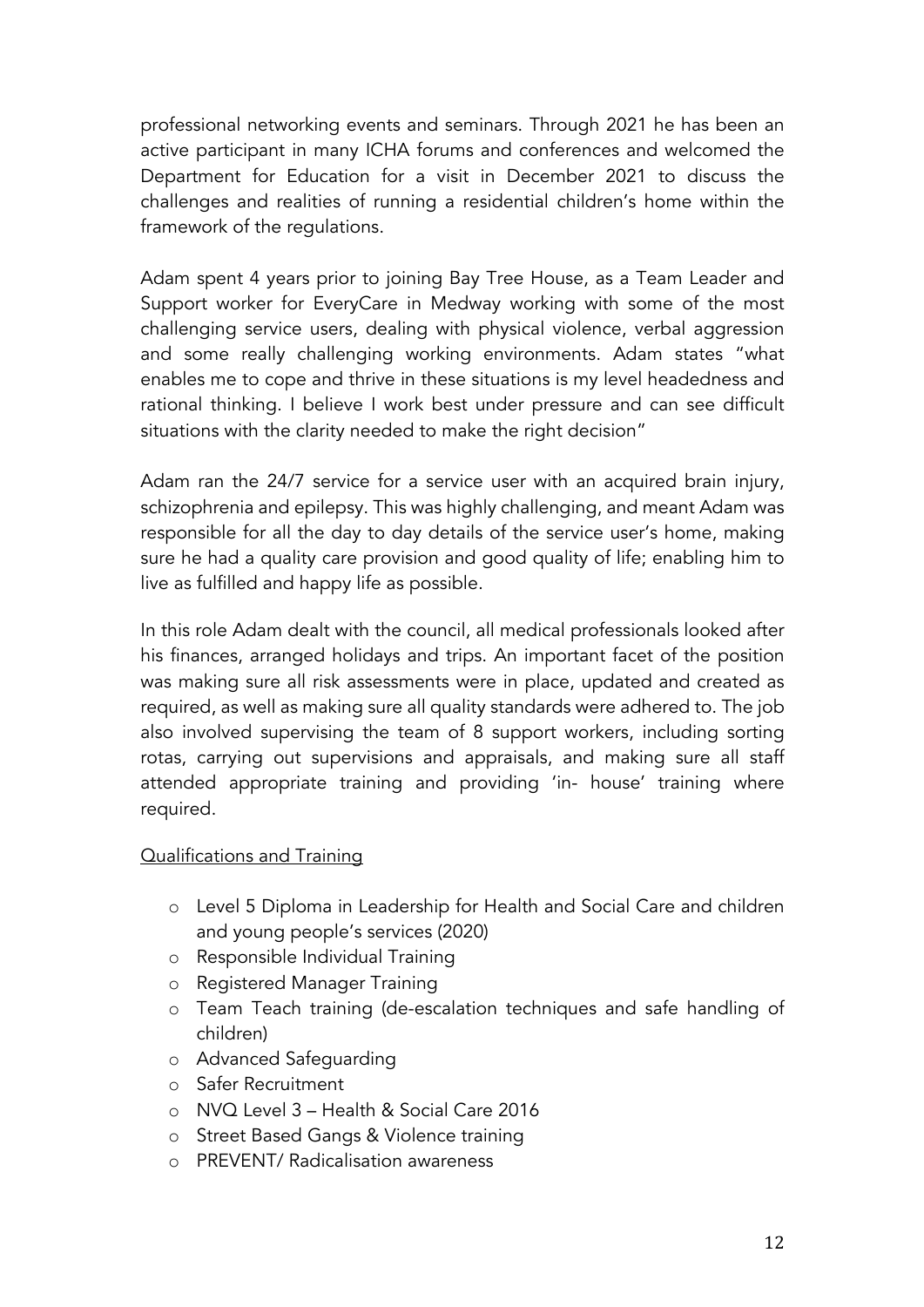professional networking events and seminars. Through 2021 he has been an active participant in many ICHA forums and conferences and welcomed the Department for Education for a visit in December 2021 to discuss the challenges and realities of running a residential children's home within the framework of the regulations.

Adam spent 4 years prior to joining Bay Tree House, as a Team Leader and Support worker for EveryCare in Medway working with some of the most challenging service users, dealing with physical violence, verbal aggression and some really challenging working environments. Adam states "what enables me to cope and thrive in these situations is my level headedness and rational thinking. I believe I work best under pressure and can see difficult situations with the clarity needed to make the right decision"

Adam ran the 24/7 service for a service user with an acquired brain injury, schizophrenia and epilepsy. This was highly challenging, and meant Adam was responsible for all the day to day details of the service user's home, making sure he had a quality care provision and good quality of life; enabling him to live as fulfilled and happy life as possible.

In this role Adam dealt with the council, all medical professionals looked after his finances, arranged holidays and trips. An important facet of the position was making sure all risk assessments were in place, updated and created as required, as well as making sure all quality standards were adhered to. The job also involved supervising the team of 8 support workers, including sorting rotas, carrying out supervisions and appraisals, and making sure all staff attended appropriate training and providing 'in- house' training where required.

<u>Qualifications and Training</u>

- Level 5 Diploma in Leadership for Health and Social Care and children and young people's services (2020)
- Responsible Individual Training
- Registered Manager Training
- Team Teach training (de-escalation techniques and safe handling of children)
- Advanced Safeguarding
- Safer Recruitment
- NVQ Level 3 – Health & Social Care 2016
- Street Based Gangs & Violence training
- PREVENT/ Radicalisation awareness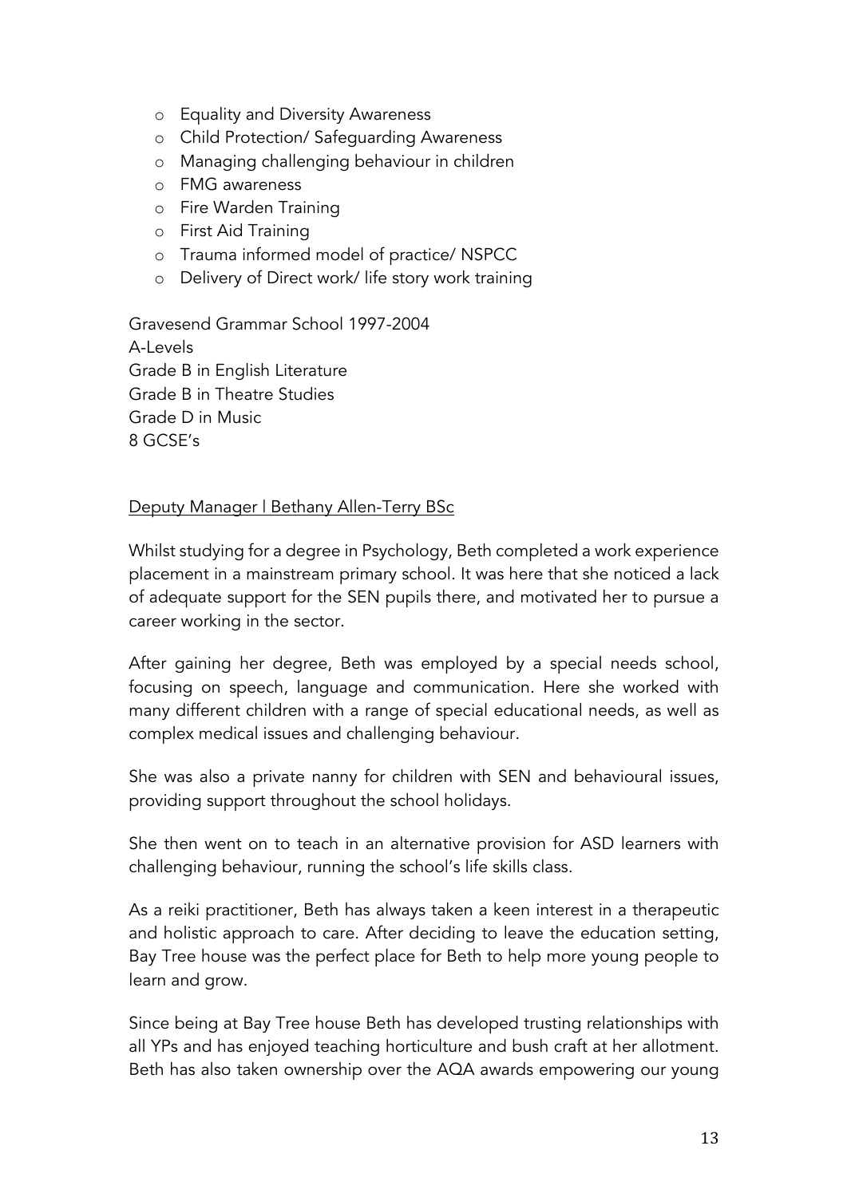- Equality and Diversity Awareness
- Child Protection/ Safeguarding Awareness
- Managing challenging behaviour in children
- FMG awareness
- Fire Warden Training
- First Aid Training
- Trauma informed model of practice/ NSPCC
- Delivery of Direct work/ life story work training

Gravesend Grammar School 1997-2004
A-Levels
Grade B in English Literature
Grade B in Theatre Studies
Grade D in Music
8 GCSE's

<u>Deputy Manager | Bethany Allen-Terry BSc</u>

Whilst studying for a degree in Psychology, Beth completed a work experience placement in a mainstream primary school. It was here that she noticed a lack of adequate support for the SEN pupils there, and motivated her to pursue a career working in the sector.

After gaining her degree, Beth was employed by a special needs school, focusing on speech, language and communication. Here she worked with many different children with a range of special educational needs, as well as complex medical issues and challenging behaviour.

She was also a private nanny for children with SEN and behavioural issues, providing support throughout the school holidays.

She then went on to teach in an alternative provision for ASD learners with challenging behaviour, running the school's life skills class.

As a reiki practitioner, Beth has always taken a keen interest in a therapeutic and holistic approach to care. After deciding to leave the education setting, Bay Tree house was the perfect place for Beth to help more young people to learn and grow.

Since being at Bay Tree house Beth has developed trusting relationships with all YPs and has enjoyed teaching horticulture and bush craft at her allotment. Beth has also taken ownership over the AQA awards empowering our young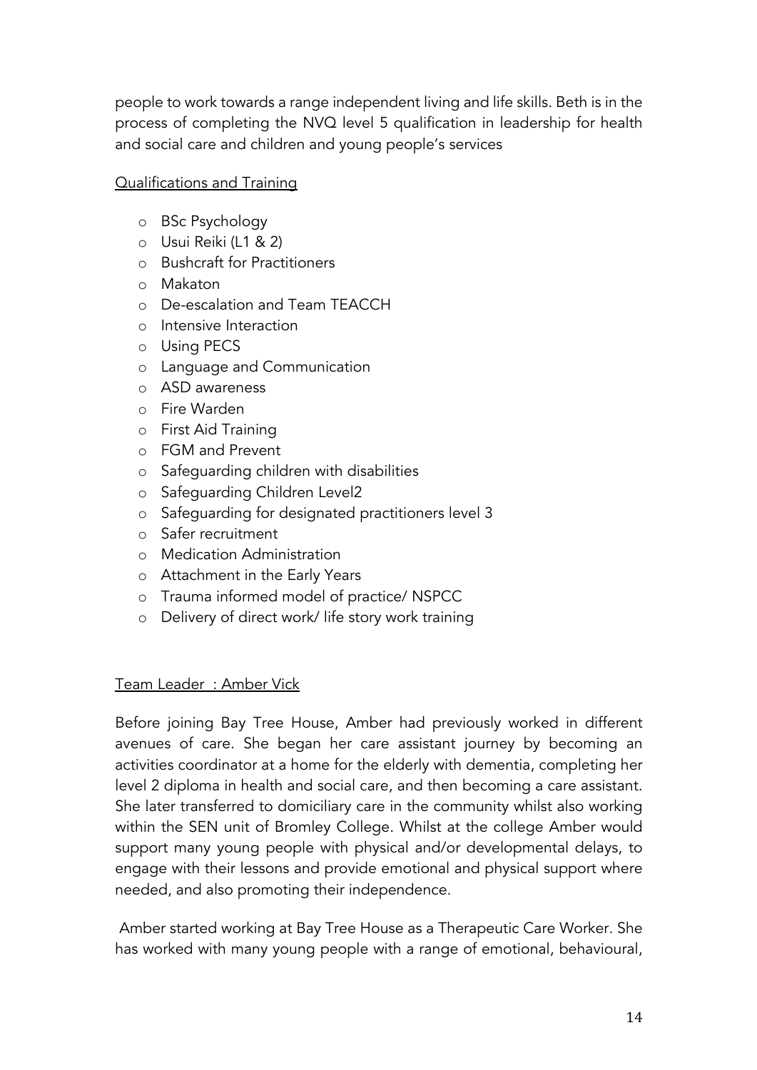people to work towards a range independent living and life skills. Beth is in the process of completing the NVQ level 5 qualification in leadership for health and social care and children and young people's services

<u>Qualifications and Training</u>

- BSc Psychology
- Usui Reiki (L1 & 2)
- Bushcraft for Practitioners
- Makaton
- De-escalation and Team TEACCH
- Intensive Interaction
- Using PECS
- Language and Communication
- ASD awareness
- Fire Warden
- First Aid Training
- FGM and Prevent
- Safeguarding children with disabilities
- Safeguarding Children Level2
- Safeguarding for designated practitioners level 3
- Safer recruitment
- Medication Administration
- Attachment in the Early Years
- Trauma informed model of practice/ NSPCC
- Delivery of direct work/ life story work training

<u>Team Leader : Amber Vick</u>

Before joining Bay Tree House, Amber had previously worked in different avenues of care. She began her care assistant journey by becoming an activities coordinator at a home for the elderly with dementia, completing her level 2 diploma in health and social care, and then becoming a care assistant. She later transferred to domiciliary care in the community whilst also working within the SEN unit of Bromley College. Whilst at the college Amber would support many young people with physical and/or developmental delays, to engage with their lessons and provide emotional and physical support where needed, and also promoting their independence.

Amber started working at Bay Tree House as a Therapeutic Care Worker. She has worked with many young people with a range of emotional, behavioural,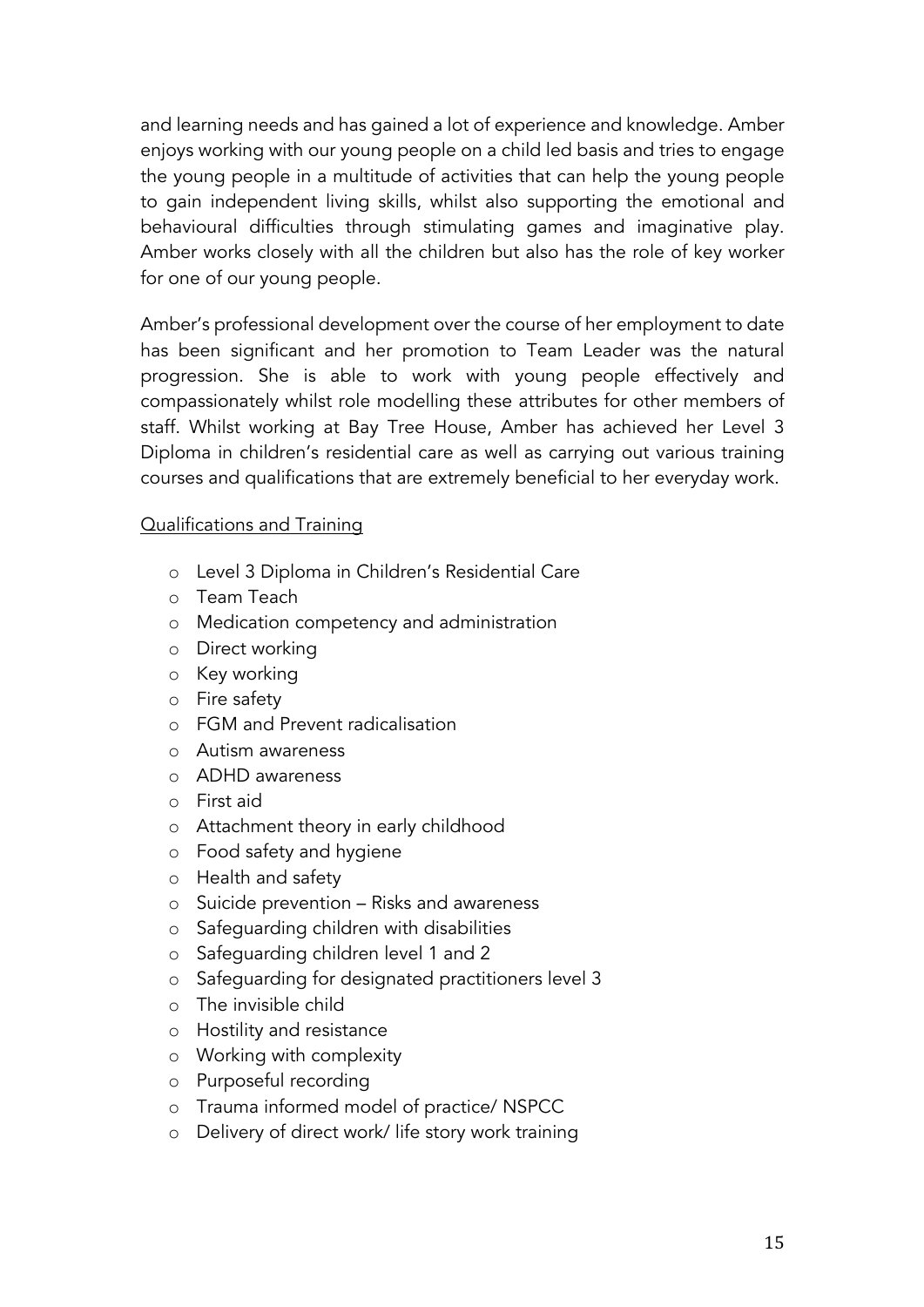and learning needs and has gained a lot of experience and knowledge. Amber enjoys working with our young people on a child led basis and tries to engage the young people in a multitude of activities that can help the young people to gain independent living skills, whilst also supporting the emotional and behavioural difficulties through stimulating games and imaginative play. Amber works closely with all the children but also has the role of key worker for one of our young people.

Amber's professional development over the course of her employment to date has been significant and her promotion to Team Leader was the natural progression. She is able to work with young people effectively and compassionately whilst role modelling these attributes for other members of staff. Whilst working at Bay Tree House, Amber has achieved her Level 3 Diploma in children's residential care as well as carrying out various training courses and qualifications that are extremely beneficial to her everyday work.

<u>Qualifications and Training</u>

- Level 3 Diploma in Children's Residential Care
- Team Teach
- Medication competency and administration
- Direct working
- Key working
- Fire safety
- FGM and Prevent radicalisation
- Autism awareness
- ADHD awareness
- First aid
- Attachment theory in early childhood
- Food safety and hygiene
- Health and safety
- Suicide prevention – Risks and awareness
- Safeguarding children with disabilities
- Safeguarding children level 1 and 2
- Safeguarding for designated practitioners level 3
- The invisible child
- Hostility and resistance
- Working with complexity
- Purposeful recording
- Trauma informed model of practice/ NSPCC
- Delivery of direct work/ life story work training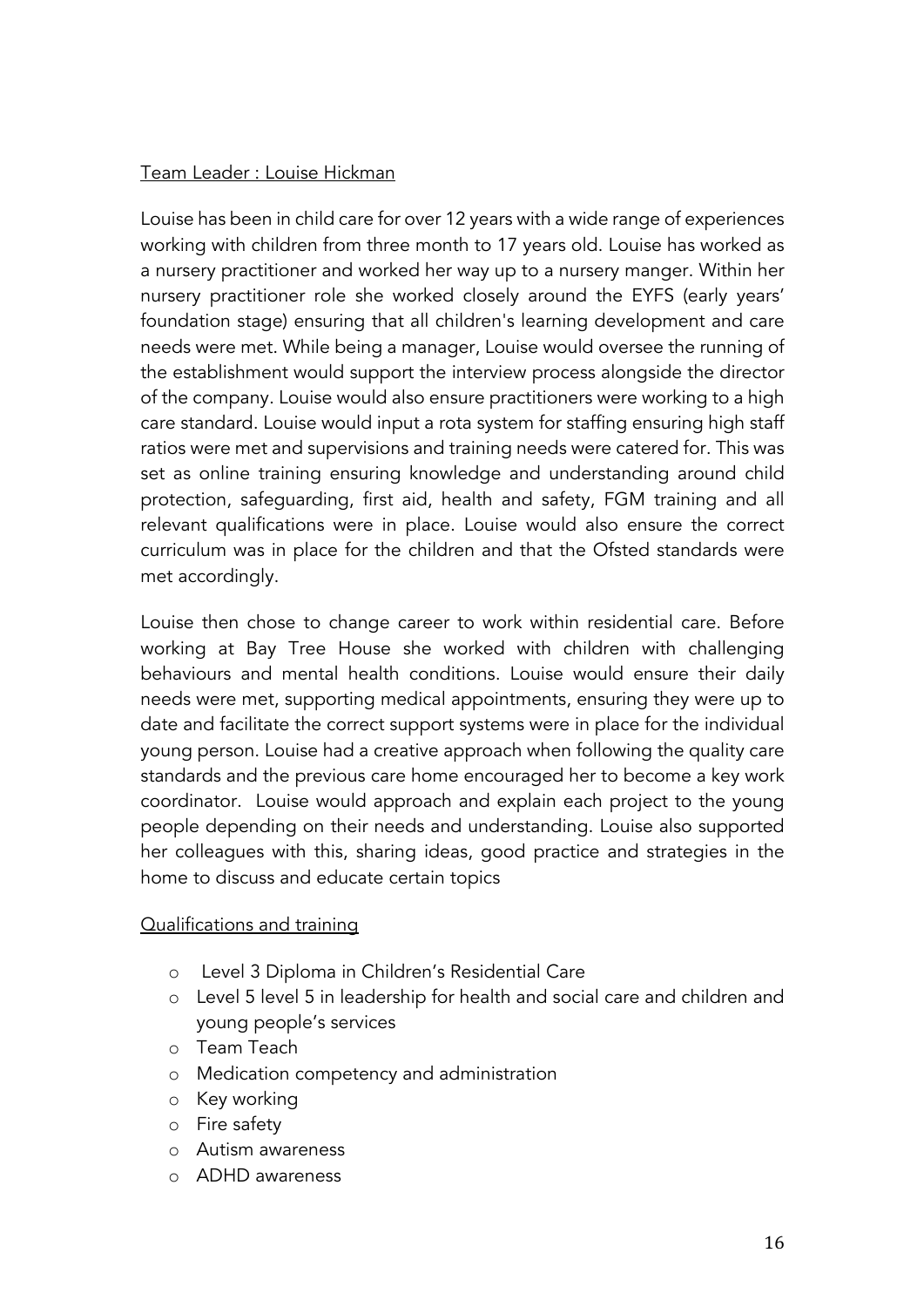Team Leader : Louise Hickman

Louise has been in child care for over 12 years with a wide range of experiences working with children from three month to 17 years old. Louise has worked as a nursery practitioner and worked her way up to a nursery manger. Within her nursery practitioner role she worked closely around the EYFS (early years' foundation stage) ensuring that all children's learning development and care needs were met. While being a manager, Louise would oversee the running of the establishment would support the interview process alongside the director of the company. Louise would also ensure practitioners were working to a high care standard. Louise would input a rota system for staffing ensuring high staff ratios were met and supervisions and training needs were catered for. This was set as online training ensuring knowledge and understanding around child protection, safeguarding, first aid, health and safety, FGM training and all relevant qualifications were in place. Louise would also ensure the correct curriculum was in place for the children and that the Ofsted standards were met accordingly.

Louise then chose to change career to work within residential care. Before working at Bay Tree House she worked with children with challenging behaviours and mental health conditions. Louise would ensure their daily needs were met, supporting medical appointments, ensuring they were up to date and facilitate the correct support systems were in place for the individual young person. Louise had a creative approach when following the quality care standards and the previous care home encouraged her to become a key work coordinator. Louise would approach and explain each project to the young people depending on their needs and understanding. Louise also supported her colleagues with this, sharing ideas, good practice and strategies in the home to discuss and educate certain topics

Qualifications and training

- Level 3 Diploma in Children's Residential Care
- Level 5 level 5 in leadership for health and social care and children and young people's services
- Team Teach
- Medication competency and administration
- Key working
- Fire safety
- Autism awareness
- ADHD awareness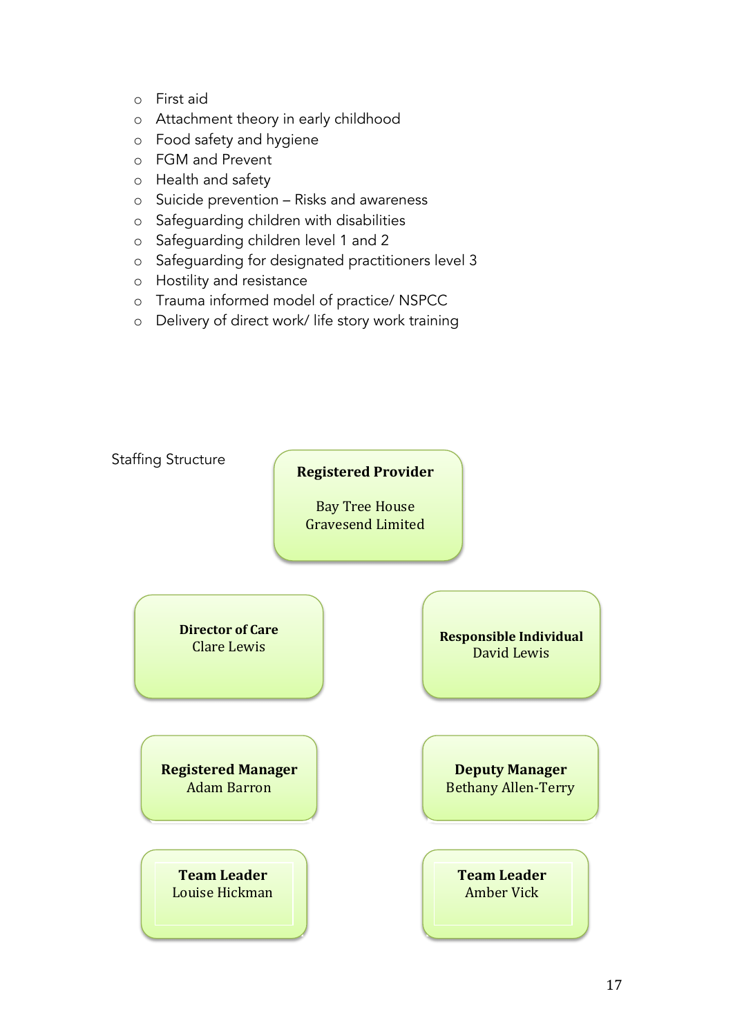- First aid
- Attachment theory in early childhood
- Food safety and hygiene
- FGM and Prevent
- Health and safety
- Suicide prevention – Risks and awareness
- Safeguarding children with disabilities
- Safeguarding children level 1 and 2
- Safeguarding for designated practitioners level 3
- Hostility and resistance
- Trauma informed model of practice/ NSPCC
- Delivery of direct work/ life story work training

Staffing Structure

**Registered Provider**
Bay Tree House Gravesend Limited

**Director of Care**
Clare Lewis

**Responsible Individual**
David Lewis

**Registered Manager**
Adam Barron

**Deputy Manager**
Bethany Allen-Terry

**Team Leader**
Louise Hickman

**Team Leader**
Amber Vick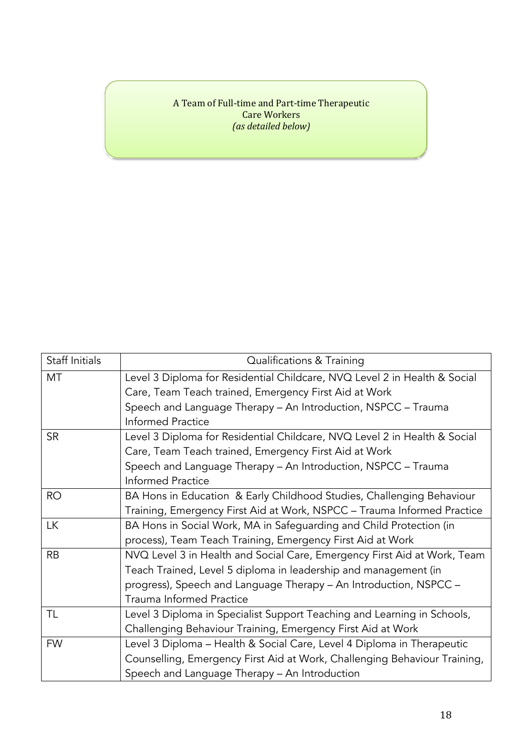A Team of Full-time and Part-time Therapeutic Care Workers
*(as detailed below)*

| Staff Initials | Qualifications & Training |
| --- | --- |
| MT | Level 3 Diploma for Residential Childcare, NVQ Level 2 in Health & Social Care, Team Teach trained, Emergency First Aid at Work<br>Speech and Language Therapy – An Introduction, NSPCC – Trauma Informed Practice |
| SR | Level 3 Diploma for Residential Childcare, NVQ Level 2 in Health & Social Care, Team Teach trained, Emergency First Aid at Work<br>Speech and Language Therapy – An Introduction, NSPCC – Trauma Informed Practice |
| RO | BA Hons in Education & Early Childhood Studies, Challenging Behaviour Training, Emergency First Aid at Work, NSPCC – Trauma Informed Practice |
| LK | BA Hons in Social Work, MA in Safeguarding and Child Protection (in process), Team Teach Training, Emergency First Aid at Work |
| RB | NVQ Level 3 in Health and Social Care, Emergency First Aid at Work, Team Teach Trained, Level 5 diploma in leadership and management (in progress), Speech and Language Therapy – An Introduction, NSPCC – Trauma Informed Practice |
| TL | Level 3 Diploma in Specialist Support Teaching and Learning in Schools, Challenging Behaviour Training, Emergency First Aid at Work |
| FW | Level 3 Diploma – Health & Social Care, Level 4 Diploma in Therapeutic Counselling, Emergency First Aid at Work, Challenging Behaviour Training, Speech and Language Therapy – An Introduction |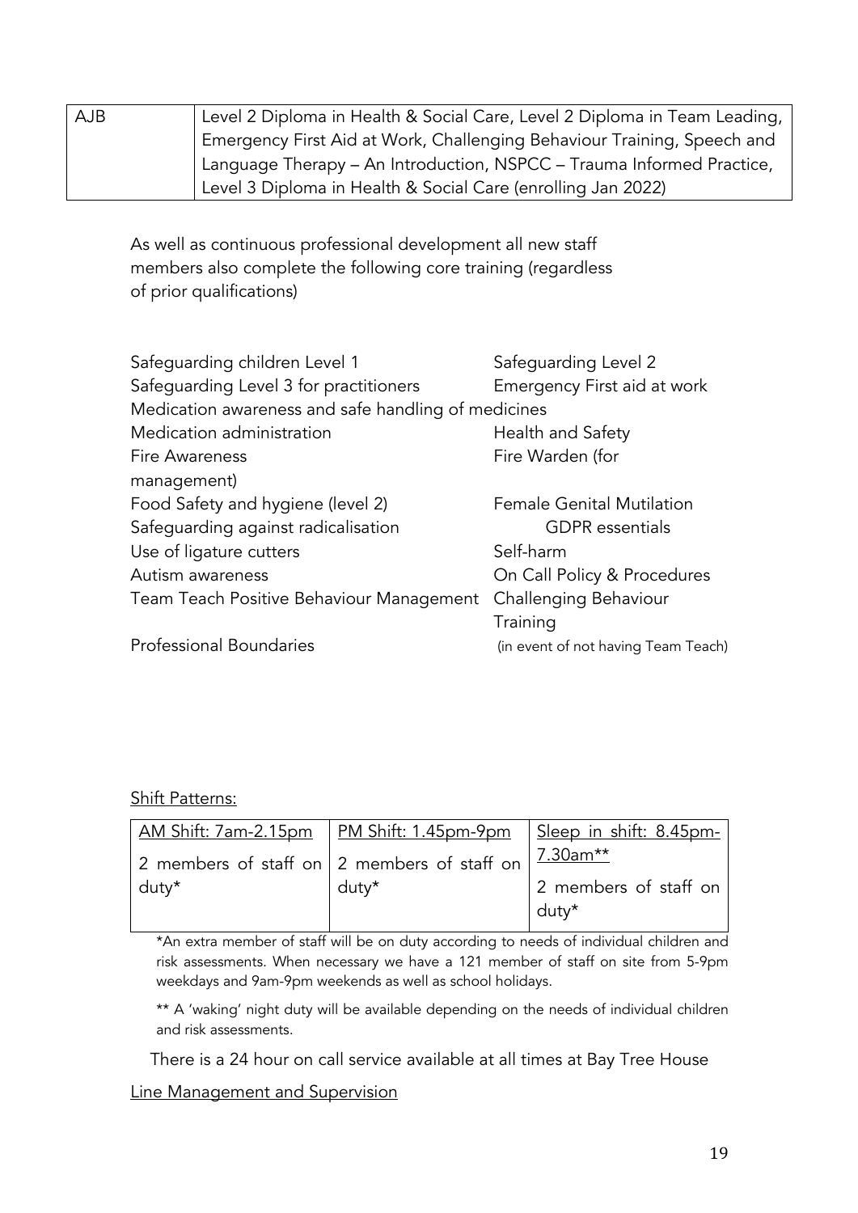| AJB | Level 2 Diploma in Health & Social Care, Level 2 Diploma in Team Leading, Emergency First Aid at Work, Challenging Behaviour Training, Speech and Language Therapy – An Introduction, NSPCC – Trauma Informed Practice, Level 3 Diploma in Health & Social Care (enrolling Jan 2022) |
|---|---|

As well as continuous professional development all new staff members also complete the following core training (regardless of prior qualifications)

- Safeguarding children Level 1
- Safeguarding Level 2
- Safeguarding Level 3 for practitioners
- Emergency First aid at work
- Medication awareness and safe handling of medicines
- Medication administration
- Health and Safety
- Fire Awareness
- Fire Warden (for management)
- Food Safety and hygiene (level 2)
- Female Genital Mutilation
- Safeguarding against radicalisation
- GDPR essentials
- Use of ligature cutters
- Self-harm
- Autism awareness
- On Call Policy & Procedures
- Team Teach Positive Behaviour Management
- Challenging Behaviour Training (in event of not having Team Teach)
- Professional Boundaries

Shift Patterns:

| AM Shift: 7am-2.15pm | PM Shift: 1.45pm-9pm | Sleep in shift: 8.45pm-7.30am** |
|---|---|---|
| 2 members of staff on duty* | 2 members of staff on duty* | 2 members of staff on duty* |

*An extra member of staff will be on duty according to needs of individual children and risk assessments. When necessary we have a 121 member of staff on site from 5-9pm weekdays and 9am-9pm weekends as well as school holidays.

** A 'waking' night duty will be available depending on the needs of individual children and risk assessments.

There is a 24 hour on call service available at all times at Bay Tree House

Line Management and Supervision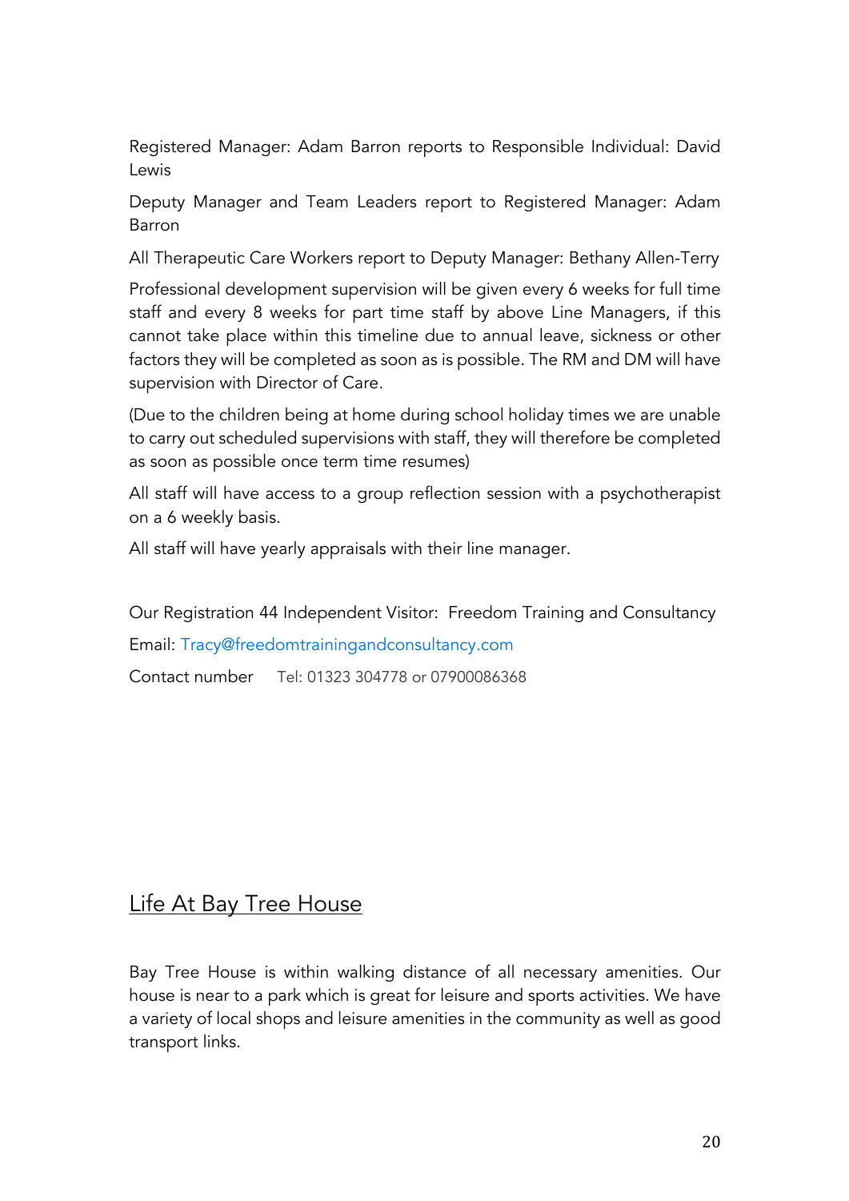Registered Manager: Adam Barron reports to Responsible Individual: David Lewis

Deputy Manager and Team Leaders report to Registered Manager: Adam Barron

All Therapeutic Care Workers report to Deputy Manager: Bethany Allen-Terry

Professional development supervision will be given every 6 weeks for full time staff and every 8 weeks for part time staff by above Line Managers, if this cannot take place within this timeline due to annual leave, sickness or other factors they will be completed as soon as is possible. The RM and DM will have supervision with Director of Care.

(Due to the children being at home during school holiday times we are unable to carry out scheduled supervisions with staff, they will therefore be completed as soon as possible once term time resumes)

All staff will have access to a group reflection session with a psychotherapist on a 6 weekly basis.

All staff will have yearly appraisals with their line manager.

Our Registration 44 Independent Visitor: Freedom Training and Consultancy

Email: Tracy@freedomtrainingandconsultancy.com

Contact number Tel: 01323 304778 or 07900086368

## Life At Bay Tree House

Bay Tree House is within walking distance of all necessary amenities. Our house is near to a park which is great for leisure and sports activities. We have a variety of local shops and leisure amenities in the community as well as good transport links.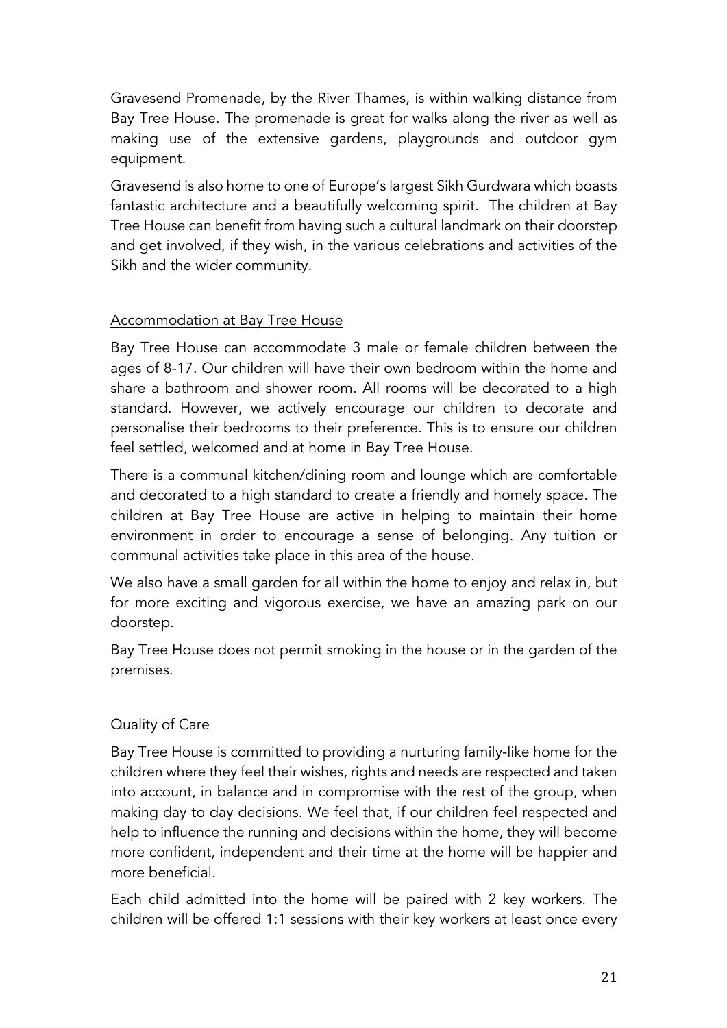Gravesend Promenade, by the River Thames, is within walking distance from Bay Tree House. The promenade is great for walks along the river as well as making use of the extensive gardens, playgrounds and outdoor gym equipment.

Gravesend is also home to one of Europe's largest Sikh Gurdwara which boasts fantastic architecture and a beautifully welcoming spirit. The children at Bay Tree House can benefit from having such a cultural landmark on their doorstep and get involved, if they wish, in the various celebrations and activities of the Sikh and the wider community.

## Accommodation at Bay Tree House

Bay Tree House can accommodate 3 male or female children between the ages of 8-17. Our children will have their own bedroom within the home and share a bathroom and shower room. All rooms will be decorated to a high standard. However, we actively encourage our children to decorate and personalise their bedrooms to their preference. This is to ensure our children feel settled, welcomed and at home in Bay Tree House.

There is a communal kitchen/dining room and lounge which are comfortable and decorated to a high standard to create a friendly and homely space. The children at Bay Tree House are active in helping to maintain their home environment in order to encourage a sense of belonging. Any tuition or communal activities take place in this area of the house.

We also have a small garden for all within the home to enjoy and relax in, but for more exciting and vigorous exercise, we have an amazing park on our doorstep.

Bay Tree House does not permit smoking in the house or in the garden of the premises.

## Quality of Care

Bay Tree House is committed to providing a nurturing family-like home for the children where they feel their wishes, rights and needs are respected and taken into account, in balance and in compromise with the rest of the group, when making day to day decisions. We feel that, if our children feel respected and help to influence the running and decisions within the home, they will become more confident, independent and their time at the home will be happier and more beneficial.

Each child admitted into the home will be paired with 2 key workers. The children will be offered 1:1 sessions with their key workers at least once every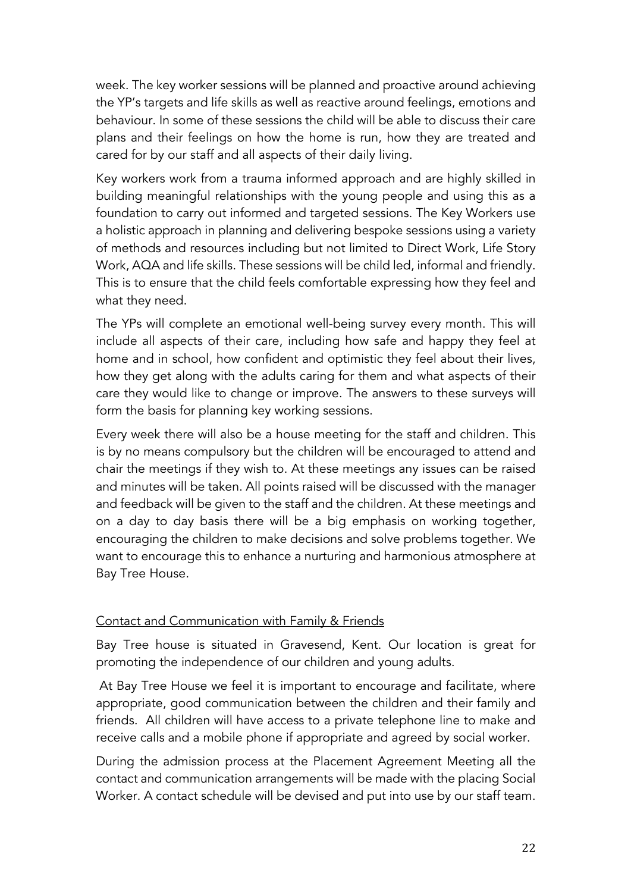week. The key worker sessions will be planned and proactive around achieving the YP's targets and life skills as well as reactive around feelings, emotions and behaviour. In some of these sessions the child will be able to discuss their care plans and their feelings on how the home is run, how they are treated and cared for by our staff and all aspects of their daily living.

Key workers work from a trauma informed approach and are highly skilled in building meaningful relationships with the young people and using this as a foundation to carry out informed and targeted sessions. The Key Workers use a holistic approach in planning and delivering bespoke sessions using a variety of methods and resources including but not limited to Direct Work, Life Story Work, AQA and life skills. These sessions will be child led, informal and friendly. This is to ensure that the child feels comfortable expressing how they feel and what they need.

The YPs will complete an emotional well-being survey every month. This will include all aspects of their care, including how safe and happy they feel at home and in school, how confident and optimistic they feel about their lives, how they get along with the adults caring for them and what aspects of their care they would like to change or improve. The answers to these surveys will form the basis for planning key working sessions.

Every week there will also be a house meeting for the staff and children. This is by no means compulsory but the children will be encouraged to attend and chair the meetings if they wish to. At these meetings any issues can be raised and minutes will be taken. All points raised will be discussed with the manager and feedback will be given to the staff and the children. At these meetings and on a day to day basis there will be a big emphasis on working together, encouraging the children to make decisions and solve problems together. We want to encourage this to enhance a nurturing and harmonious atmosphere at Bay Tree House.

<u>Contact and Communication with Family & Friends</u>

Bay Tree house is situated in Gravesend, Kent. Our location is great for promoting the independence of our children and young adults.

At Bay Tree House we feel it is important to encourage and facilitate, where appropriate, good communication between the children and their family and friends. All children will have access to a private telephone line to make and receive calls and a mobile phone if appropriate and agreed by social worker.

During the admission process at the Placement Agreement Meeting all the contact and communication arrangements will be made with the placing Social Worker. A contact schedule will be devised and put into use by our staff team.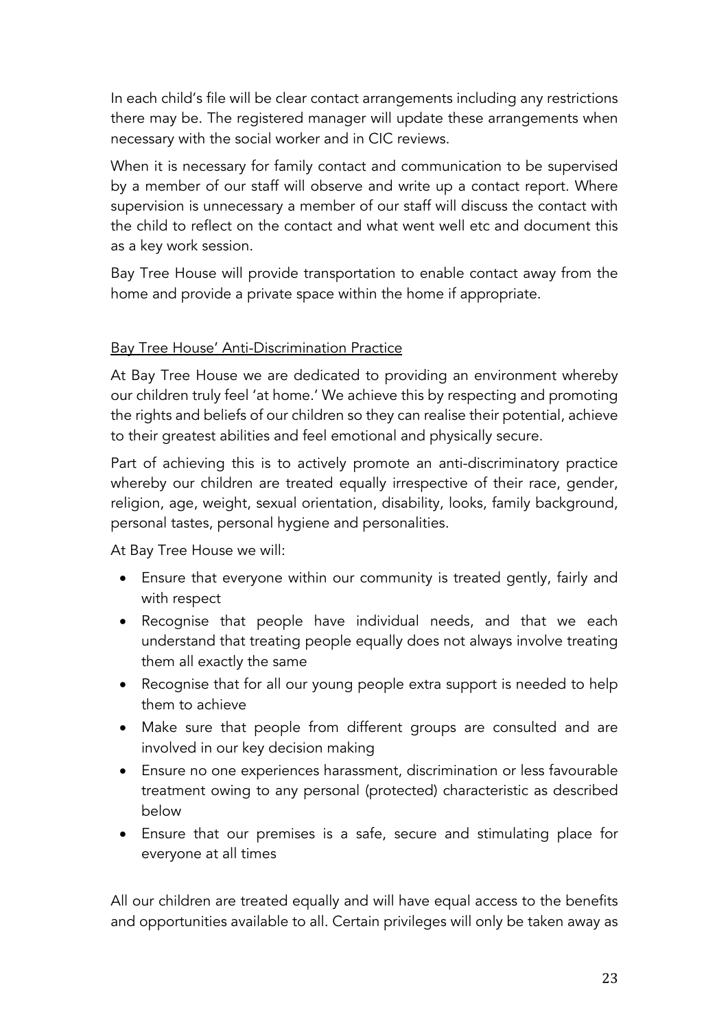In each child's file will be clear contact arrangements including any restrictions there may be. The registered manager will update these arrangements when necessary with the social worker and in CIC reviews.

When it is necessary for family contact and communication to be supervised by a member of our staff will observe and write up a contact report. Where supervision is unnecessary a member of our staff will discuss the contact with the child to reflect on the contact and what went well etc and document this as a key work session.

Bay Tree House will provide transportation to enable contact away from the home and provide a private space within the home if appropriate.

## Bay Tree House' Anti-Discrimination Practice

At Bay Tree House we are dedicated to providing an environment whereby our children truly feel 'at home.' We achieve this by respecting and promoting the rights and beliefs of our children so they can realise their potential, achieve to their greatest abilities and feel emotional and physically secure.

Part of achieving this is to actively promote an anti-discriminatory practice whereby our children are treated equally irrespective of their race, gender, religion, age, weight, sexual orientation, disability, looks, family background, personal tastes, personal hygiene and personalities.

At Bay Tree House we will:

- Ensure that everyone within our community is treated gently, fairly and with respect
- Recognise that people have individual needs, and that we each understand that treating people equally does not always involve treating them all exactly the same
- Recognise that for all our young people extra support is needed to help them to achieve
- Make sure that people from different groups are consulted and are involved in our key decision making
- Ensure no one experiences harassment, discrimination or less favourable treatment owing to any personal (protected) characteristic as described below
- Ensure that our premises is a safe, secure and stimulating place for everyone at all times

All our children are treated equally and will have equal access to the benefits and opportunities available to all. Certain privileges will only be taken away as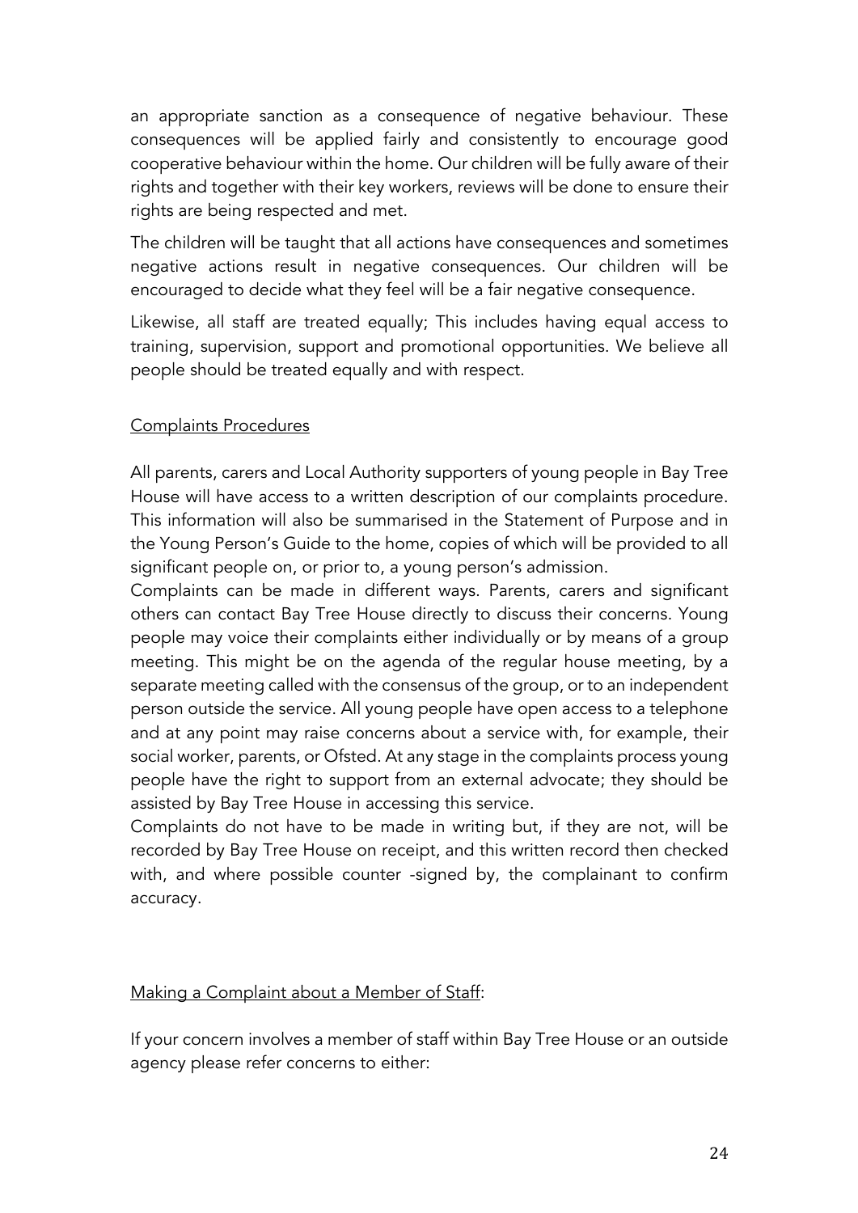an appropriate sanction as a consequence of negative behaviour. These consequences will be applied fairly and consistently to encourage good cooperative behaviour within the home. Our children will be fully aware of their rights and together with their key workers, reviews will be done to ensure their rights are being respected and met.

The children will be taught that all actions have consequences and sometimes negative actions result in negative consequences. Our children will be encouraged to decide what they feel will be a fair negative consequence.

Likewise, all staff are treated equally; This includes having equal access to training, supervision, support and promotional opportunities. We believe all people should be treated equally and with respect.

## Complaints Procedures

All parents, carers and Local Authority supporters of young people in Bay Tree House will have access to a written description of our complaints procedure. This information will also be summarised in the Statement of Purpose and in the Young Person's Guide to the home, copies of which will be provided to all significant people on, or prior to, a young person's admission.

Complaints can be made in different ways. Parents, carers and significant others can contact Bay Tree House directly to discuss their concerns. Young people may voice their complaints either individually or by means of a group meeting. This might be on the agenda of the regular house meeting, by a separate meeting called with the consensus of the group, or to an independent person outside the service. All young people have open access to a telephone and at any point may raise concerns about a service with, for example, their social worker, parents, or Ofsted. At any stage in the complaints process young people have the right to support from an external advocate; they should be assisted by Bay Tree House in accessing this service.

Complaints do not have to be made in writing but, if they are not, will be recorded by Bay Tree House on receipt, and this written record then checked with, and where possible counter -signed by, the complainant to confirm accuracy.

## Making a Complaint about a Member of Staff:

If your concern involves a member of staff within Bay Tree House or an outside agency please refer concerns to either: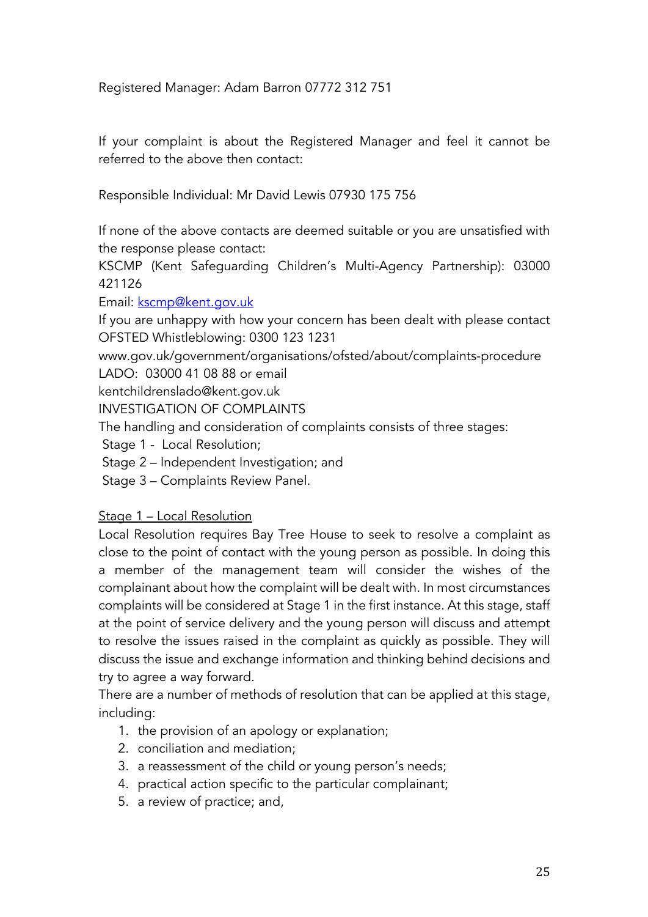Registered Manager: Adam Barron 07772 312 751

If your complaint is about the Registered Manager and feel it cannot be referred to the above then contact:

Responsible Individual: Mr David Lewis 07930 175 756

If none of the above contacts are deemed suitable or you are unsatisfied with the response please contact:

KSCMP (Kent Safeguarding Children's Multi-Agency Partnership): 03000 421126

Email: [kscmp@kent.gov.uk](mailto:kscmp@kent.gov.uk)

If you are unhappy with how your concern has been dealt with please contact OFSTED Whistleblowing: 0300 123 1231

www.gov.uk/government/organisations/ofsted/about/complaints-procedure

LADO: 03000 41 08 88 or email

kentchildrenslado@kent.gov.uk

INVESTIGATION OF COMPLAINTS

The handling and consideration of complaints consists of three stages:

Stage 1 - Local Resolution;

Stage 2 – Independent Investigation; and

Stage 3 – Complaints Review Panel.

<u>Stage 1 – Local Resolution</u>

Local Resolution requires Bay Tree House to seek to resolve a complaint as close to the point of contact with the young person as possible. In doing this a member of the management team will consider the wishes of the complainant about how the complaint will be dealt with. In most circumstances complaints will be considered at Stage 1 in the first instance. At this stage, staff at the point of service delivery and the young person will discuss and attempt to resolve the issues raised in the complaint as quickly as possible. They will discuss the issue and exchange information and thinking behind decisions and try to agree a way forward.

There are a number of methods of resolution that can be applied at this stage, including:

1. the provision of an apology or explanation;
2. conciliation and mediation;
3. a reassessment of the child or young person's needs;
4. practical action specific to the particular complainant;
5. a review of practice; and,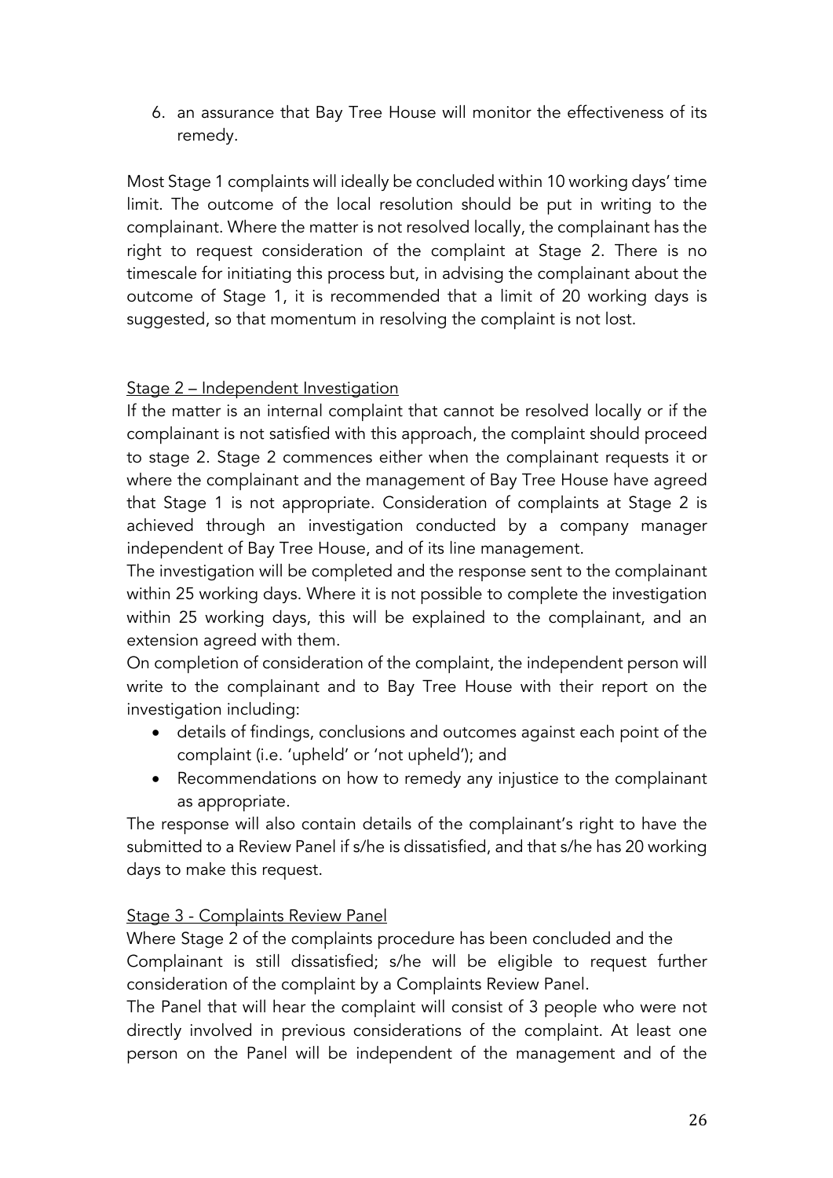6. an assurance that Bay Tree House will monitor the effectiveness of its remedy.

Most Stage 1 complaints will ideally be concluded within 10 working days' time limit. The outcome of the local resolution should be put in writing to the complainant. Where the matter is not resolved locally, the complainant has the right to request consideration of the complaint at Stage 2. There is no timescale for initiating this process but, in advising the complainant about the outcome of Stage 1, it is recommended that a limit of 20 working days is suggested, so that momentum in resolving the complaint is not lost.

<u>Stage 2 – Independent Investigation</u>

If the matter is an internal complaint that cannot be resolved locally or if the complainant is not satisfied with this approach, the complaint should proceed to stage 2. Stage 2 commences either when the complainant requests it or where the complainant and the management of Bay Tree House have agreed that Stage 1 is not appropriate. Consideration of complaints at Stage 2 is achieved through an investigation conducted by a company manager independent of Bay Tree House, and of its line management.

The investigation will be completed and the response sent to the complainant within 25 working days. Where it is not possible to complete the investigation within 25 working days, this will be explained to the complainant, and an extension agreed with them.

On completion of consideration of the complaint, the independent person will write to the complainant and to Bay Tree House with their report on the investigation including:

- details of findings, conclusions and outcomes against each point of the complaint (i.e. 'upheld' or 'not upheld'); and
- Recommendations on how to remedy any injustice to the complainant as appropriate.

The response will also contain details of the complainant's right to have the submitted to a Review Panel if s/he is dissatisfied, and that s/he has 20 working days to make this request.

<u>Stage 3 - Complaints Review Panel</u>

Where Stage 2 of the complaints procedure has been concluded and the Complainant is still dissatisfied; s/he will be eligible to request further consideration of the complaint by a Complaints Review Panel.

The Panel that will hear the complaint will consist of 3 people who were not directly involved in previous considerations of the complaint. At least one person on the Panel will be independent of the management and of the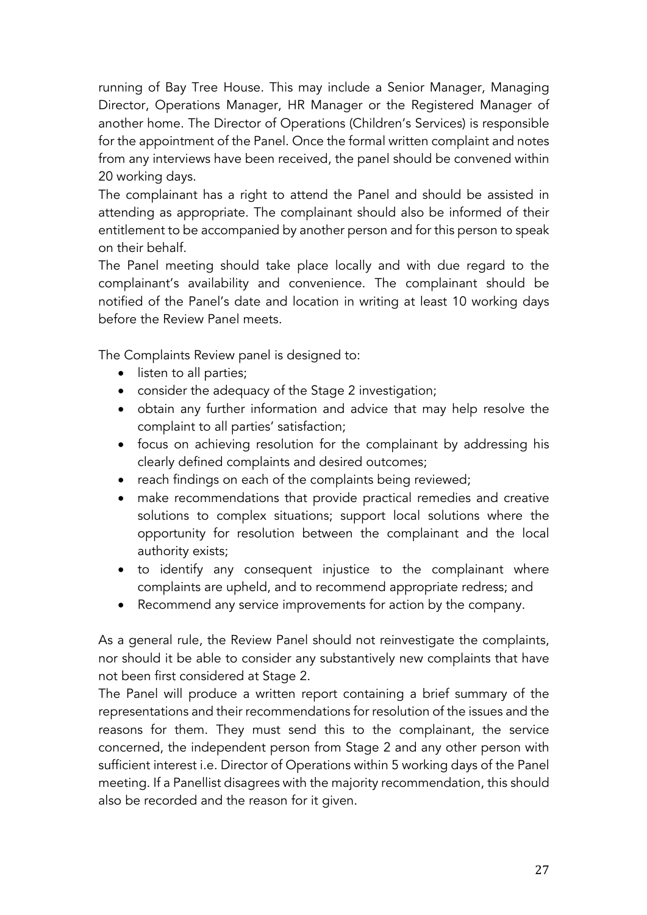running of Bay Tree House. This may include a Senior Manager, Managing Director, Operations Manager, HR Manager or the Registered Manager of another home. The Director of Operations (Children's Services) is responsible for the appointment of the Panel. Once the formal written complaint and notes from any interviews have been received, the panel should be convened within 20 working days.

The complainant has a right to attend the Panel and should be assisted in attending as appropriate. The complainant should also be informed of their entitlement to be accompanied by another person and for this person to speak on their behalf.

The Panel meeting should take place locally and with due regard to the complainant's availability and convenience. The complainant should be notified of the Panel's date and location in writing at least 10 working days before the Review Panel meets.

The Complaints Review panel is designed to:

- listen to all parties;
- consider the adequacy of the Stage 2 investigation;
- obtain any further information and advice that may help resolve the complaint to all parties' satisfaction;
- focus on achieving resolution for the complainant by addressing his clearly defined complaints and desired outcomes;
- reach findings on each of the complaints being reviewed;
- make recommendations that provide practical remedies and creative solutions to complex situations; support local solutions where the opportunity for resolution between the complainant and the local authority exists;
- to identify any consequent injustice to the complainant where complaints are upheld, and to recommend appropriate redress; and
- Recommend any service improvements for action by the company.

As a general rule, the Review Panel should not reinvestigate the complaints, nor should it be able to consider any substantively new complaints that have not been first considered at Stage 2.

The Panel will produce a written report containing a brief summary of the representations and their recommendations for resolution of the issues and the reasons for them. They must send this to the complainant, the service concerned, the independent person from Stage 2 and any other person with sufficient interest i.e. Director of Operations within 5 working days of the Panel meeting. If a Panellist disagrees with the majority recommendation, this should also be recorded and the reason for it given.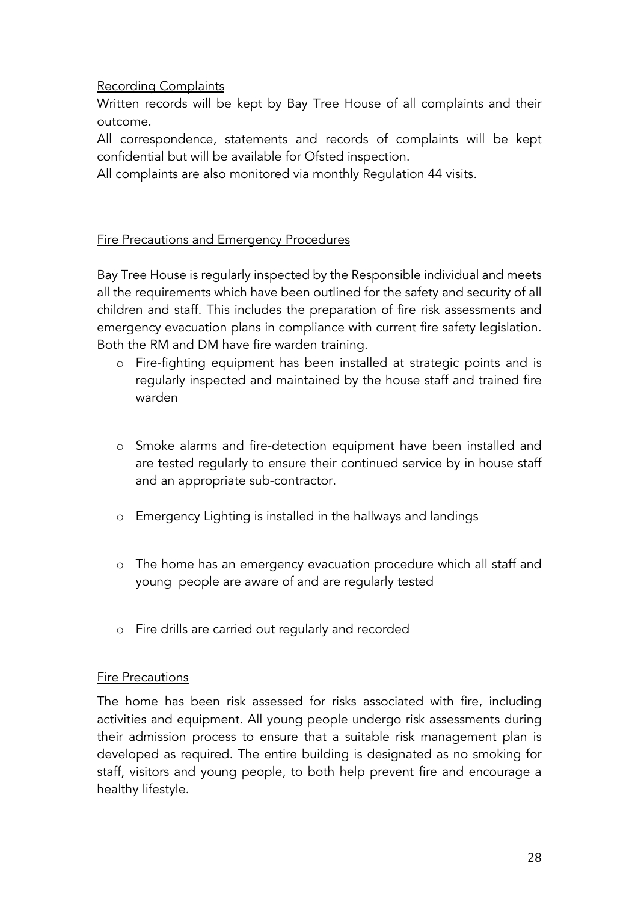## Recording Complaints

Written records will be kept by Bay Tree House of all complaints and their outcome.

All correspondence, statements and records of complaints will be kept confidential but will be available for Ofsted inspection.

All complaints are also monitored via monthly Regulation 44 visits.

## Fire Precautions and Emergency Procedures

Bay Tree House is regularly inspected by the Responsible individual and meets all the requirements which have been outlined for the safety and security of all children and staff. This includes the preparation of fire risk assessments and emergency evacuation plans in compliance with current fire safety legislation. Both the RM and DM have fire warden training.

- Fire-fighting equipment has been installed at strategic points and is regularly inspected and maintained by the house staff and trained fire warden
- Smoke alarms and fire-detection equipment have been installed and are tested regularly to ensure their continued service by in house staff and an appropriate sub-contractor.
- Emergency Lighting is installed in the hallways and landings
- The home has an emergency evacuation procedure which all staff and young people are aware of and are regularly tested
- Fire drills are carried out regularly and recorded

## Fire Precautions

The home has been risk assessed for risks associated with fire, including activities and equipment. All young people undergo risk assessments during their admission process to ensure that a suitable risk management plan is developed as required. The entire building is designated as no smoking for staff, visitors and young people, to both help prevent fire and encourage a healthy lifestyle.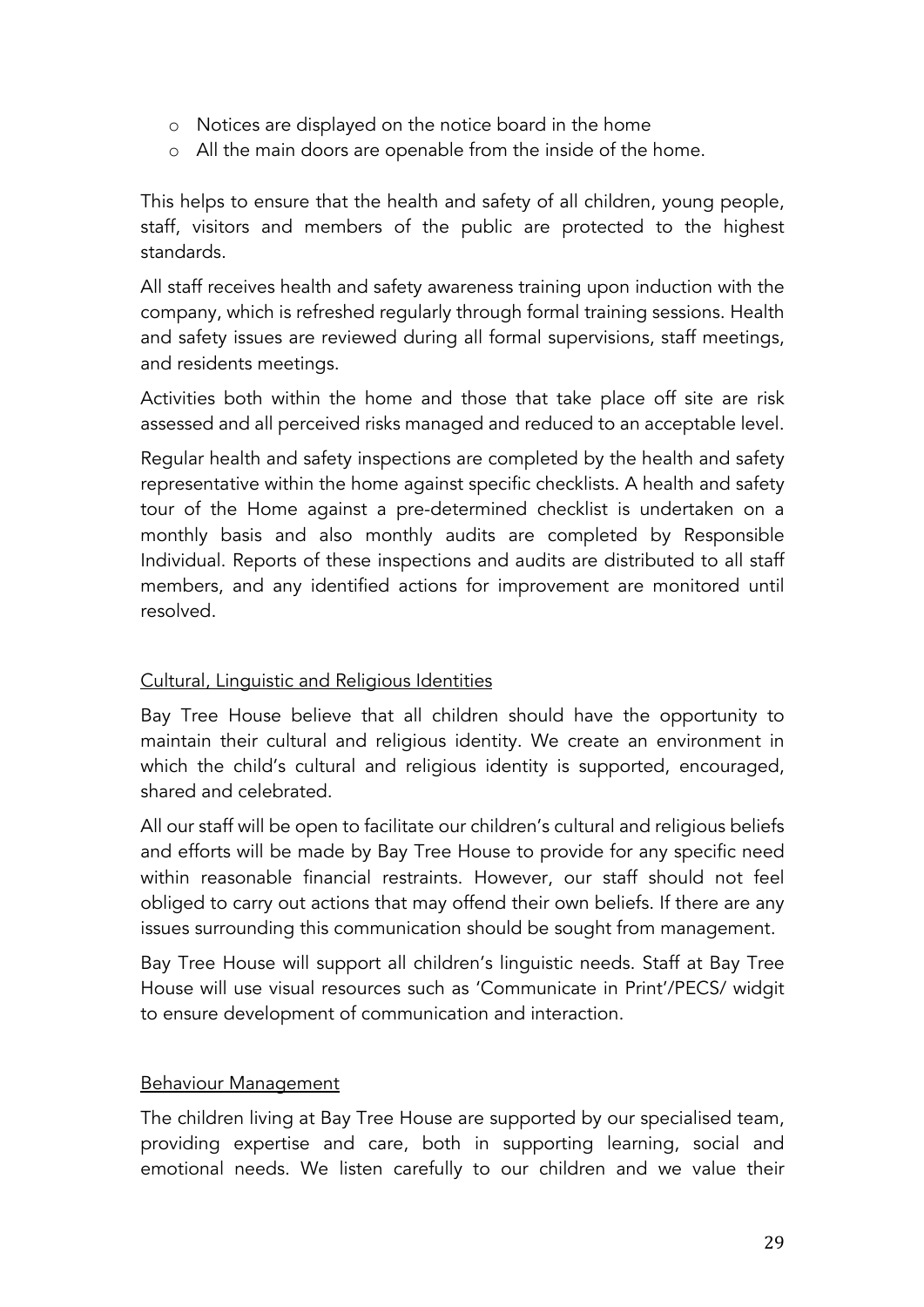- Notices are displayed on the notice board in the home
- All the main doors are openable from the inside of the home.

This helps to ensure that the health and safety of all children, young people, staff, visitors and members of the public are protected to the highest standards.

All staff receives health and safety awareness training upon induction with the company, which is refreshed regularly through formal training sessions. Health and safety issues are reviewed during all formal supervisions, staff meetings, and residents meetings.

Activities both within the home and those that take place off site are risk assessed and all perceived risks managed and reduced to an acceptable level.

Regular health and safety inspections are completed by the health and safety representative within the home against specific checklists. A health and safety tour of the Home against a pre-determined checklist is undertaken on a monthly basis and also monthly audits are completed by Responsible Individual. Reports of these inspections and audits are distributed to all staff members, and any identified actions for improvement are monitored until resolved.

## Cultural, Linguistic and Religious Identities

Bay Tree House believe that all children should have the opportunity to maintain their cultural and religious identity. We create an environment in which the child's cultural and religious identity is supported, encouraged, shared and celebrated.

All our staff will be open to facilitate our children's cultural and religious beliefs and efforts will be made by Bay Tree House to provide for any specific need within reasonable financial restraints. However, our staff should not feel obliged to carry out actions that may offend their own beliefs. If there are any issues surrounding this communication should be sought from management.

Bay Tree House will support all children's linguistic needs. Staff at Bay Tree House will use visual resources such as 'Communicate in Print'/PECS/ widgit to ensure development of communication and interaction.

## Behaviour Management

The children living at Bay Tree House are supported by our specialised team, providing expertise and care, both in supporting learning, social and emotional needs. We listen carefully to our children and we value their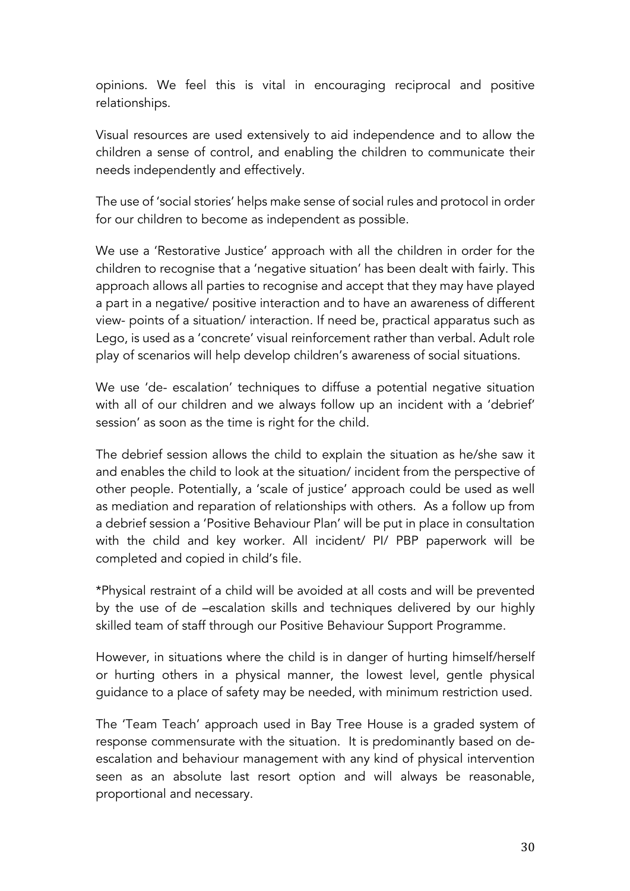opinions. We feel this is vital in encouraging reciprocal and positive relationships.

Visual resources are used extensively to aid independence and to allow the children a sense of control, and enabling the children to communicate their needs independently and effectively.

The use of 'social stories' helps make sense of social rules and protocol in order for our children to become as independent as possible.

We use a 'Restorative Justice' approach with all the children in order for the children to recognise that a 'negative situation' has been dealt with fairly. This approach allows all parties to recognise and accept that they may have played a part in a negative/ positive interaction and to have an awareness of different view- points of a situation/ interaction. If need be, practical apparatus such as Lego, is used as a 'concrete' visual reinforcement rather than verbal. Adult role play of scenarios will help develop children's awareness of social situations.

We use 'de- escalation' techniques to diffuse a potential negative situation with all of our children and we always follow up an incident with a 'debrief' session' as soon as the time is right for the child.

The debrief session allows the child to explain the situation as he/she saw it and enables the child to look at the situation/ incident from the perspective of other people. Potentially, a 'scale of justice' approach could be used as well as mediation and reparation of relationships with others. As a follow up from a debrief session a 'Positive Behaviour Plan' will be put in place in consultation with the child and key worker. All incident/ PI/ PBP paperwork will be completed and copied in child's file.

*Physical restraint of a child will be avoided at all costs and will be prevented by the use of de –escalation skills and techniques delivered by our highly skilled team of staff through our Positive Behaviour Support Programme.

However, in situations where the child is in danger of hurting himself/herself or hurting others in a physical manner, the lowest level, gentle physical guidance to a place of safety may be needed, with minimum restriction used.

The 'Team Teach' approach used in Bay Tree House is a graded system of response commensurate with the situation. It is predominantly based on de-escalation and behaviour management with any kind of physical intervention seen as an absolute last resort option and will always be reasonable, proportional and necessary.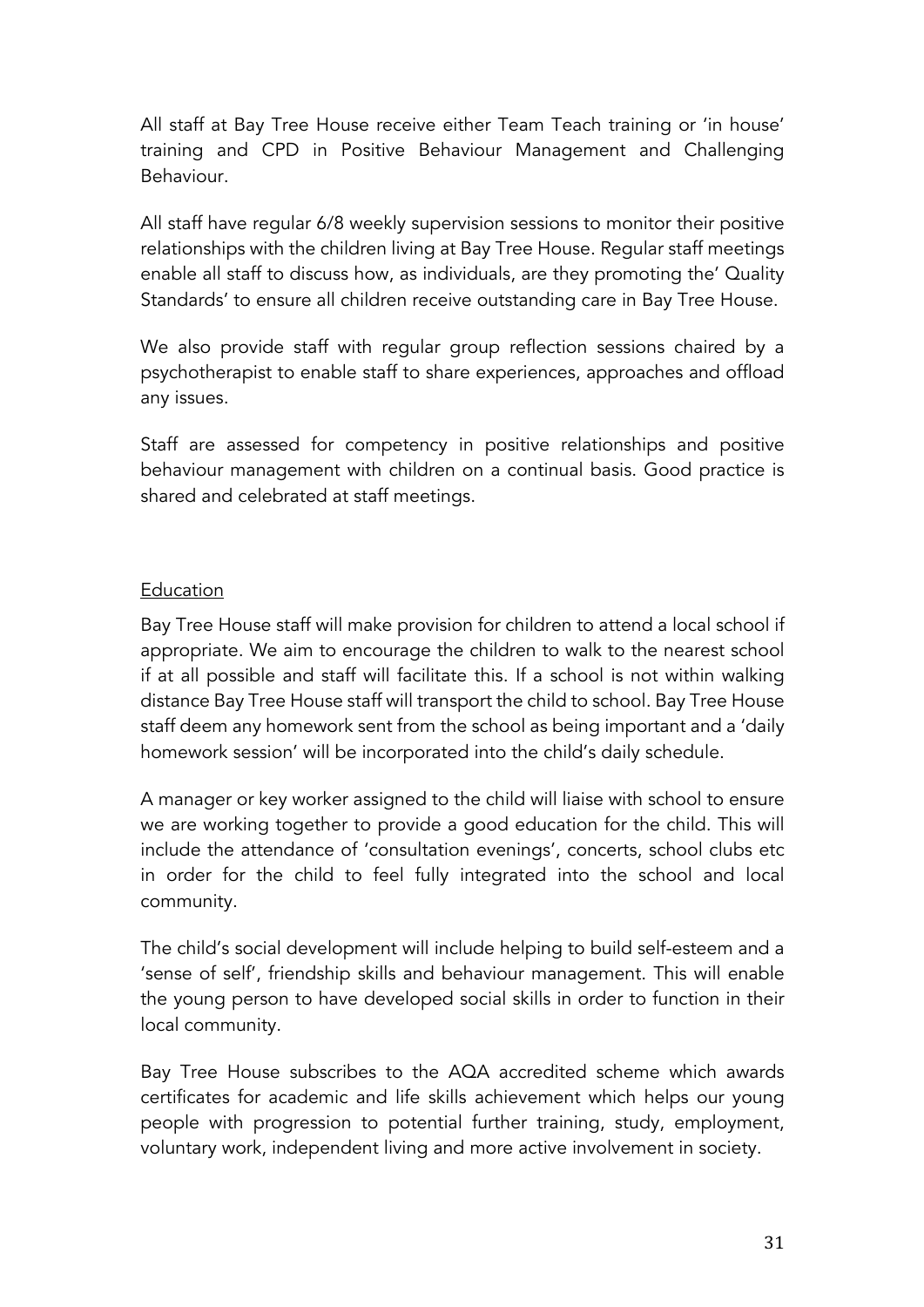All staff at Bay Tree House receive either Team Teach training or 'in house' training and CPD in Positive Behaviour Management and Challenging Behaviour.

All staff have regular 6/8 weekly supervision sessions to monitor their positive relationships with the children living at Bay Tree House. Regular staff meetings enable all staff to discuss how, as individuals, are they promoting the' Quality Standards' to ensure all children receive outstanding care in Bay Tree House.

We also provide staff with regular group reflection sessions chaired by a psychotherapist to enable staff to share experiences, approaches and offload any issues.

Staff are assessed for competency in positive relationships and positive behaviour management with children on a continual basis. Good practice is shared and celebrated at staff meetings.

<u>Education</u>

Bay Tree House staff will make provision for children to attend a local school if appropriate. We aim to encourage the children to walk to the nearest school if at all possible and staff will facilitate this. If a school is not within walking distance Bay Tree House staff will transport the child to school. Bay Tree House staff deem any homework sent from the school as being important and a 'daily homework session' will be incorporated into the child's daily schedule.

A manager or key worker assigned to the child will liaise with school to ensure we are working together to provide a good education for the child. This will include the attendance of 'consultation evenings', concerts, school clubs etc in order for the child to feel fully integrated into the school and local community.

The child's social development will include helping to build self-esteem and a 'sense of self', friendship skills and behaviour management. This will enable the young person to have developed social skills in order to function in their local community.

Bay Tree House subscribes to the AQA accredited scheme which awards certificates for academic and life skills achievement which helps our young people with progression to potential further training, study, employment, voluntary work, independent living and more active involvement in society.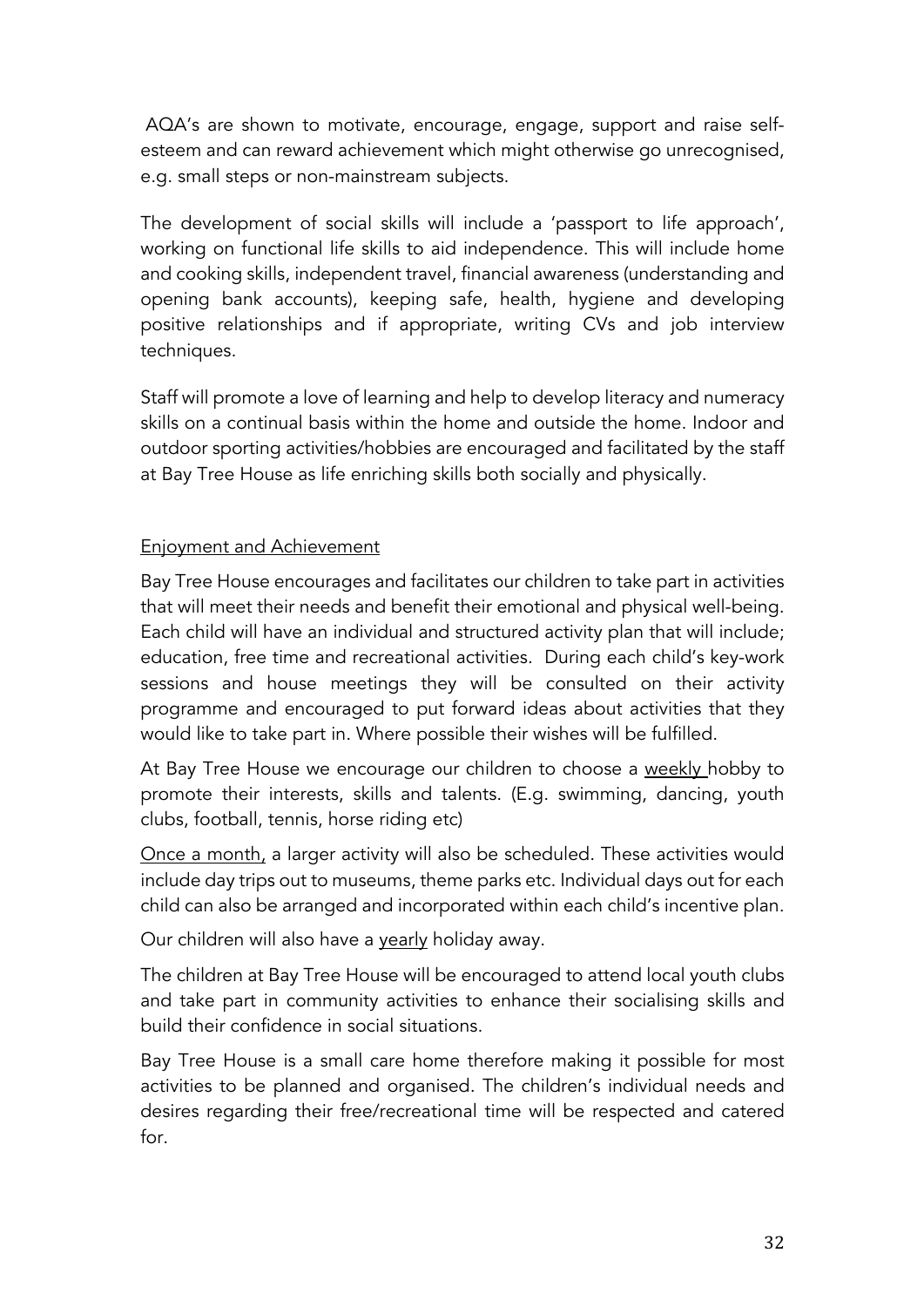AQA's are shown to motivate, encourage, engage, support and raise self-esteem and can reward achievement which might otherwise go unrecognised, e.g. small steps or non-mainstream subjects.

The development of social skills will include a 'passport to life approach', working on functional life skills to aid independence. This will include home and cooking skills, independent travel, financial awareness (understanding and opening bank accounts), keeping safe, health, hygiene and developing positive relationships and if appropriate, writing CVs and job interview techniques.

Staff will promote a love of learning and help to develop literacy and numeracy skills on a continual basis within the home and outside the home. Indoor and outdoor sporting activities/hobbies are encouraged and facilitated by the staff at Bay Tree House as life enriching skills both socially and physically.

<u>Enjoyment and Achievement</u>

Bay Tree House encourages and facilitates our children to take part in activities that will meet their needs and benefit their emotional and physical well-being. Each child will have an individual and structured activity plan that will include; education, free time and recreational activities. During each child's key-work sessions and house meetings they will be consulted on their activity programme and encouraged to put forward ideas about activities that they would like to take part in. Where possible their wishes will be fulfilled.

At Bay Tree House we encourage our children to choose a <u>weekly</u> hobby to promote their interests, skills and talents. (E.g. swimming, dancing, youth clubs, football, tennis, horse riding etc)

<u>Once a month,</u> a larger activity will also be scheduled. These activities would include day trips out to museums, theme parks etc. Individual days out for each child can also be arranged and incorporated within each child's incentive plan.

Our children will also have a <u>yearly</u> holiday away.

The children at Bay Tree House will be encouraged to attend local youth clubs and take part in community activities to enhance their socialising skills and build their confidence in social situations.

Bay Tree House is a small care home therefore making it possible for most activities to be planned and organised. The children's individual needs and desires regarding their free/recreational time will be respected and catered for.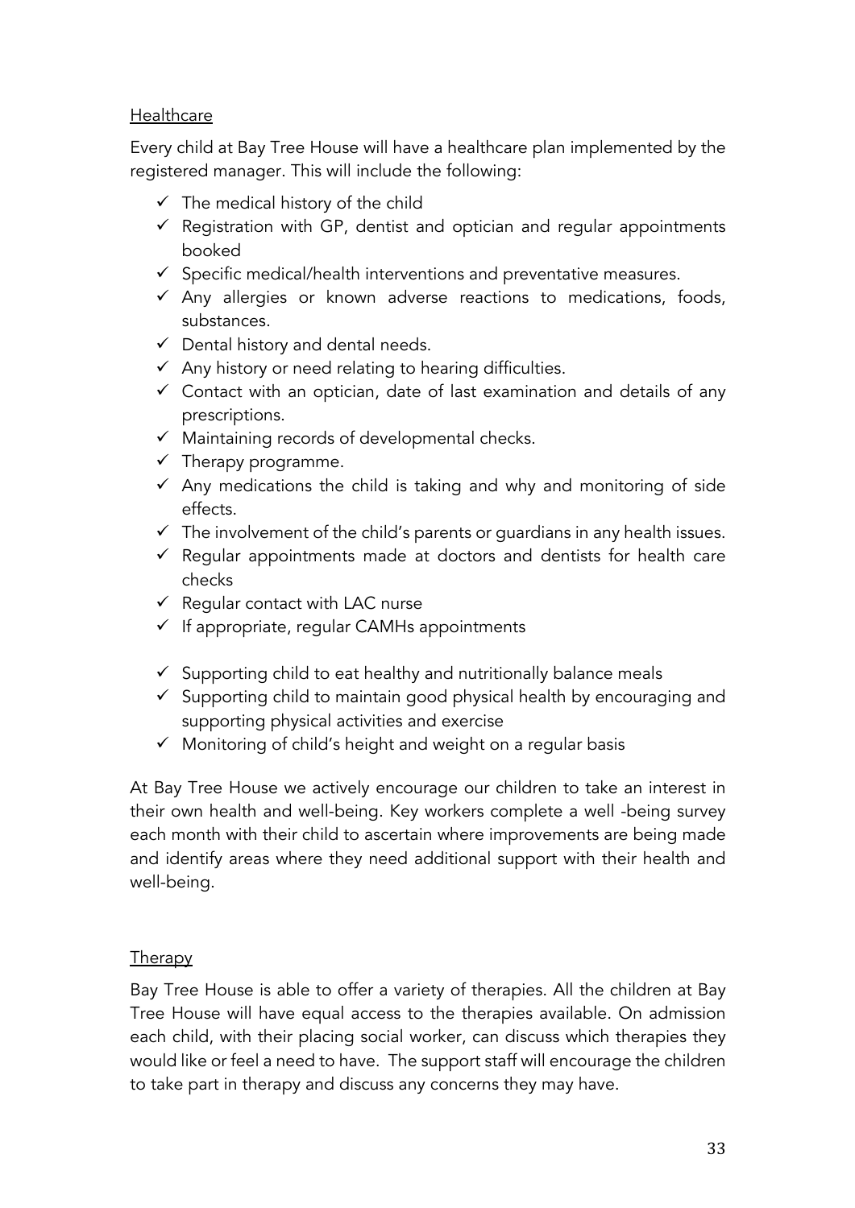## Healthcare

Every child at Bay Tree House will have a healthcare plan implemented by the registered manager. This will include the following:

- ✓ The medical history of the child
- ✓ Registration with GP, dentist and optician and regular appointments booked
- ✓ Specific medical/health interventions and preventative measures.
- ✓ Any allergies or known adverse reactions to medications, foods, substances.
- ✓ Dental history and dental needs.
- ✓ Any history or need relating to hearing difficulties.
- ✓ Contact with an optician, date of last examination and details of any prescriptions.
- ✓ Maintaining records of developmental checks.
- ✓ Therapy programme.
- ✓ Any medications the child is taking and why and monitoring of side effects.
- ✓ The involvement of the child's parents or guardians in any health issues.
- ✓ Regular appointments made at doctors and dentists for health care checks
- ✓ Regular contact with LAC nurse
- ✓ If appropriate, regular CAMHs appointments

- ✓ Supporting child to eat healthy and nutritionally balance meals
- ✓ Supporting child to maintain good physical health by encouraging and supporting physical activities and exercise
- ✓ Monitoring of child's height and weight on a regular basis

At Bay Tree House we actively encourage our children to take an interest in their own health and well-being. Key workers complete a well -being survey each month with their child to ascertain where improvements are being made and identify areas where they need additional support with their health and well-being.

## Therapy

Bay Tree House is able to offer a variety of therapies. All the children at Bay Tree House will have equal access to the therapies available. On admission each child, with their placing social worker, can discuss which therapies they would like or feel a need to have. The support staff will encourage the children to take part in therapy and discuss any concerns they may have.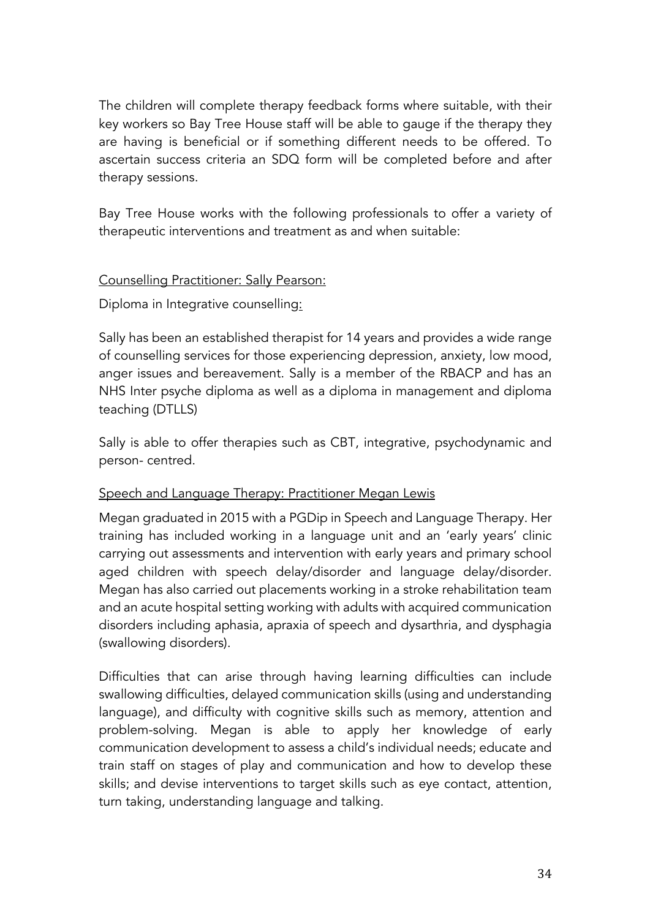The children will complete therapy feedback forms where suitable, with their key workers so Bay Tree House staff will be able to gauge if the therapy they are having is beneficial or if something different needs to be offered. To ascertain success criteria an SDQ form will be completed before and after therapy sessions.

Bay Tree House works with the following professionals to offer a variety of therapeutic interventions and treatment as and when suitable:

<u>Counselling Practitioner: Sally Pearson:</u>

Diploma in Integrative counselling:

Sally has been an established therapist for 14 years and provides a wide range of counselling services for those experiencing depression, anxiety, low mood, anger issues and bereavement. Sally is a member of the RBACP and has an NHS Inter psyche diploma as well as a diploma in management and diploma teaching (DTLLS)

Sally is able to offer therapies such as CBT, integrative, psychodynamic and person- centred.

<u>Speech and Language Therapy: Practitioner Megan Lewis</u>

Megan graduated in 2015 with a PGDip in Speech and Language Therapy. Her training has included working in a language unit and an 'early years' clinic carrying out assessments and intervention with early years and primary school aged children with speech delay/disorder and language delay/disorder. Megan has also carried out placements working in a stroke rehabilitation team and an acute hospital setting working with adults with acquired communication disorders including aphasia, apraxia of speech and dysarthria, and dysphagia (swallowing disorders).

Difficulties that can arise through having learning difficulties can include swallowing difficulties, delayed communication skills (using and understanding language), and difficulty with cognitive skills such as memory, attention and problem-solving. Megan is able to apply her knowledge of early communication development to assess a child's individual needs; educate and train staff on stages of play and communication and how to develop these skills; and devise interventions to target skills such as eye contact, attention, turn taking, understanding language and talking.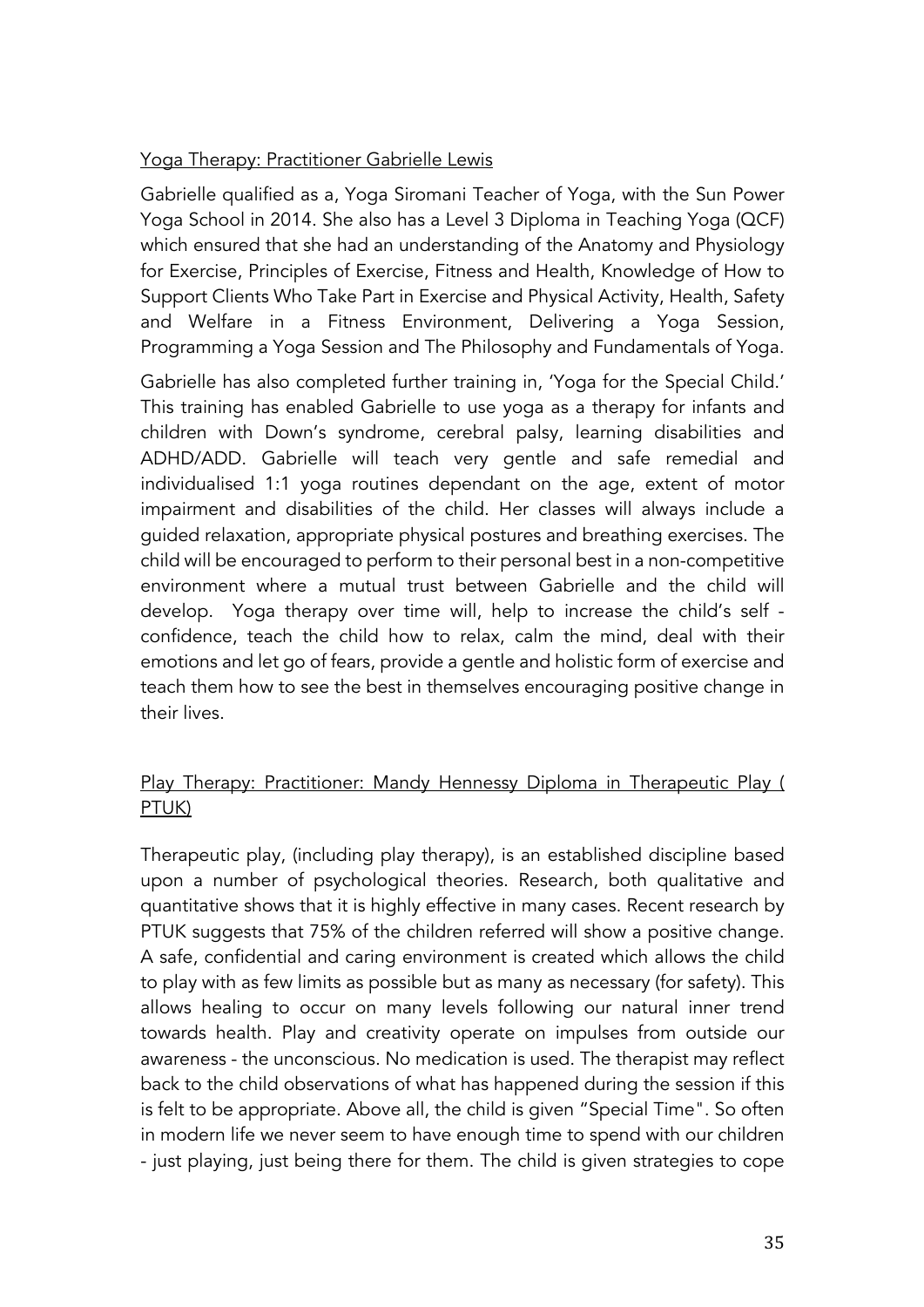Yoga Therapy: Practitioner Gabrielle Lewis

Gabrielle qualified as a, Yoga Siromani Teacher of Yoga, with the Sun Power Yoga School in 2014. She also has a Level 3 Diploma in Teaching Yoga (QCF) which ensured that she had an understanding of the Anatomy and Physiology for Exercise, Principles of Exercise, Fitness and Health, Knowledge of How to Support Clients Who Take Part in Exercise and Physical Activity, Health, Safety and Welfare in a Fitness Environment, Delivering a Yoga Session, Programming a Yoga Session and The Philosophy and Fundamentals of Yoga.

Gabrielle has also completed further training in, 'Yoga for the Special Child.' This training has enabled Gabrielle to use yoga as a therapy for infants and children with Down's syndrome, cerebral palsy, learning disabilities and ADHD/ADD. Gabrielle will teach very gentle and safe remedial and individualised 1:1 yoga routines dependant on the age, extent of motor impairment and disabilities of the child. Her classes will always include a guided relaxation, appropriate physical postures and breathing exercises. The child will be encouraged to perform to their personal best in a non-competitive environment where a mutual trust between Gabrielle and the child will develop. Yoga therapy over time will, help to increase the child's self - confidence, teach the child how to relax, calm the mind, deal with their emotions and let go of fears, provide a gentle and holistic form of exercise and teach them how to see the best in themselves encouraging positive change in their lives.

Play Therapy: Practitioner: Mandy Hennessy Diploma in Therapeutic Play ( PTUK)

Therapeutic play, (including play therapy), is an established discipline based upon a number of psychological theories. Research, both qualitative and quantitative shows that it is highly effective in many cases. Recent research by PTUK suggests that 75% of the children referred will show a positive change. A safe, confidential and caring environment is created which allows the child to play with as few limits as possible but as many as necessary (for safety). This allows healing to occur on many levels following our natural inner trend towards health. Play and creativity operate on impulses from outside our awareness - the unconscious. No medication is used. The therapist may reflect back to the child observations of what has happened during the session if this is felt to be appropriate. Above all, the child is given "Special Time". So often in modern life we never seem to have enough time to spend with our children - just playing, just being there for them. The child is given strategies to cope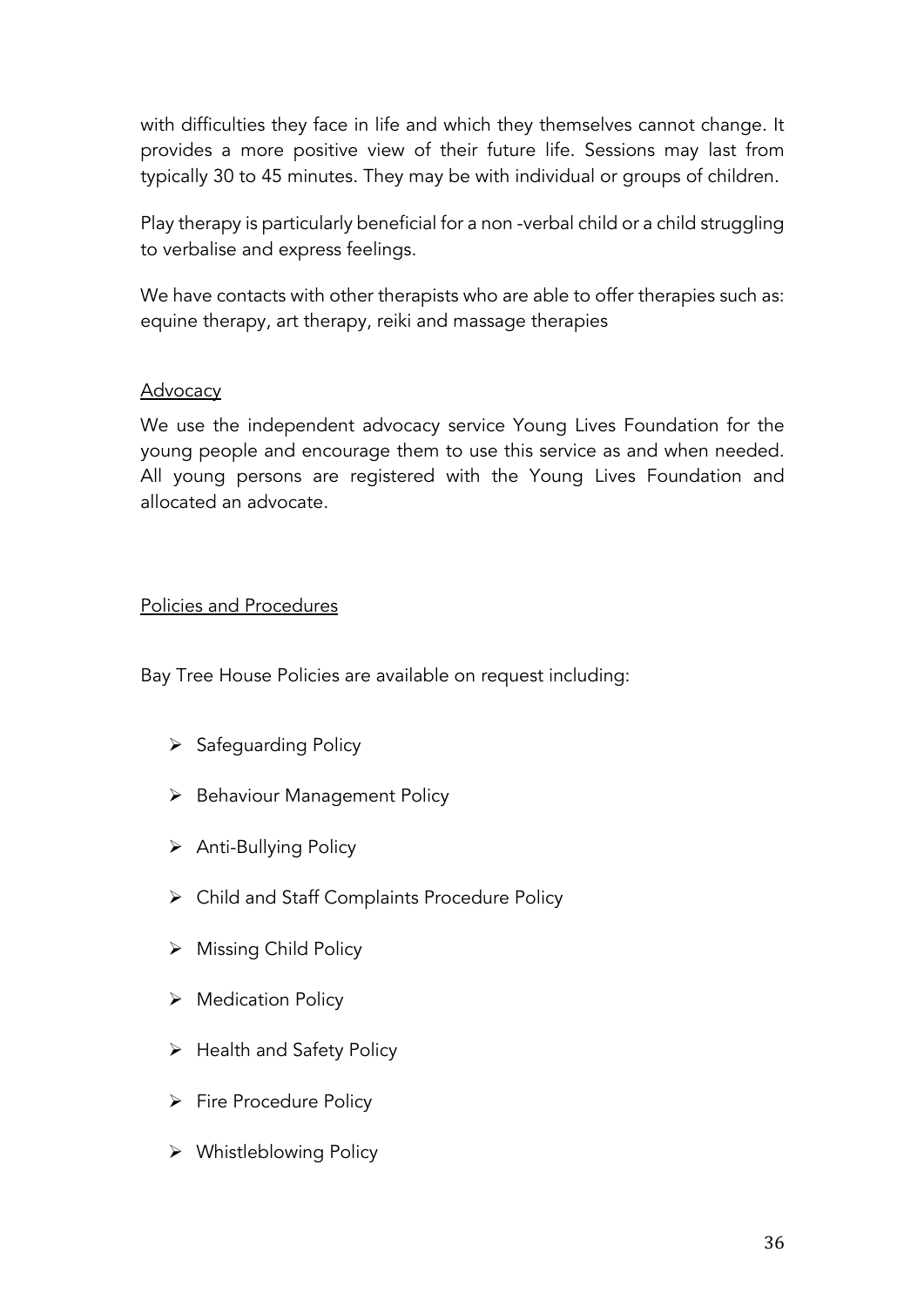with difficulties they face in life and which they themselves cannot change. It provides a more positive view of their future life. Sessions may last from typically 30 to 45 minutes. They may be with individual or groups of children.

Play therapy is particularly beneficial for a non -verbal child or a child struggling to verbalise and express feelings.

We have contacts with other therapists who are able to offer therapies such as: equine therapy, art therapy, reiki and massage therapies

## Advocacy

We use the independent advocacy service Young Lives Foundation for the young people and encourage them to use this service as and when needed. All young persons are registered with the Young Lives Foundation and allocated an advocate.

## Policies and Procedures

Bay Tree House Policies are available on request including:

- Safeguarding Policy
- Behaviour Management Policy
- Anti-Bullying Policy
- Child and Staff Complaints Procedure Policy
- Missing Child Policy
- Medication Policy
- Health and Safety Policy
- Fire Procedure Policy
- Whistleblowing Policy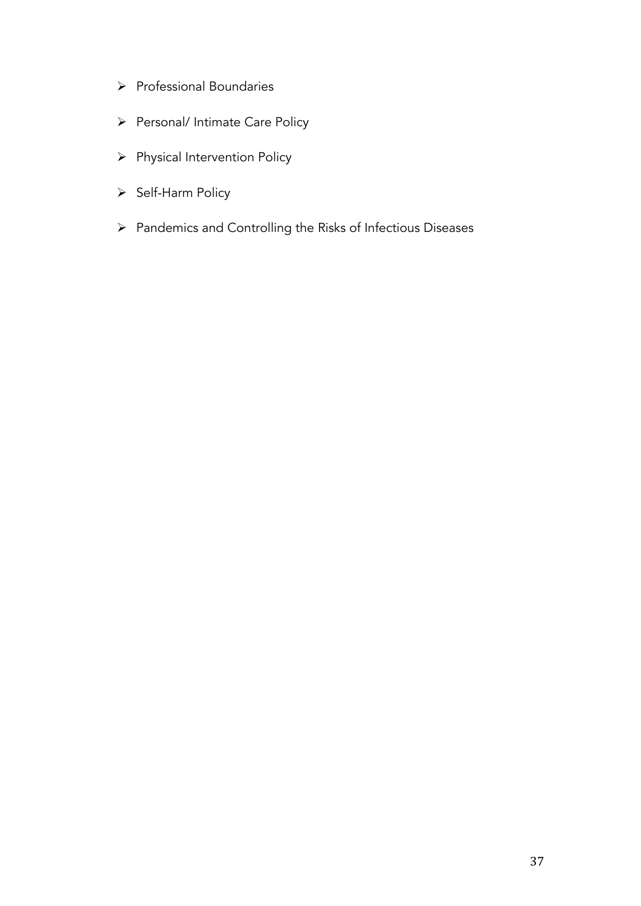- Professional Boundaries
- Personal/ Intimate Care Policy
- Physical Intervention Policy
- Self-Harm Policy
- Pandemics and Controlling the Risks of Infectious Diseases